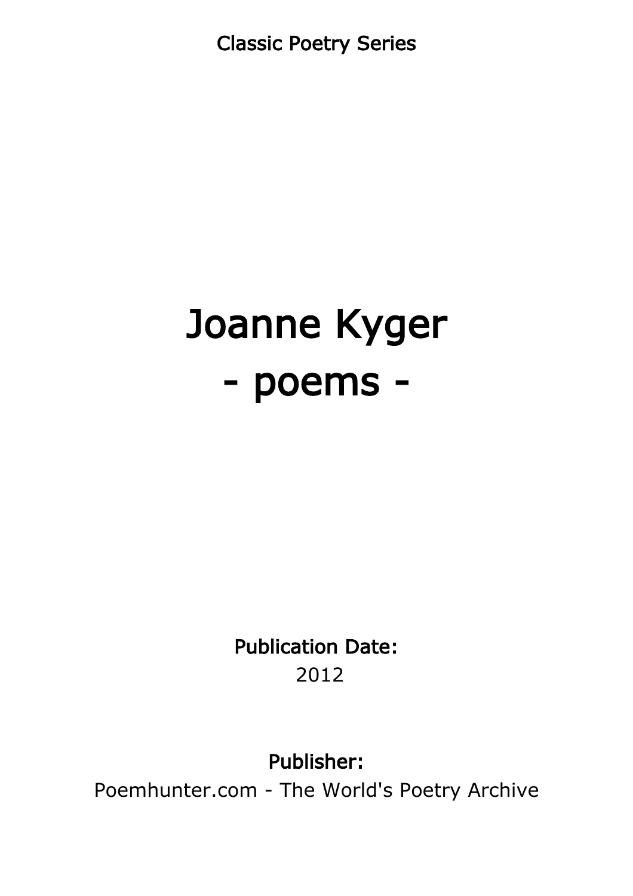Classic Poetry Series

# Joanne Kyger
# - poems -

**Publication Date:**
2012

**Publisher:**
Poemhunter.com - The World's Poetry Archive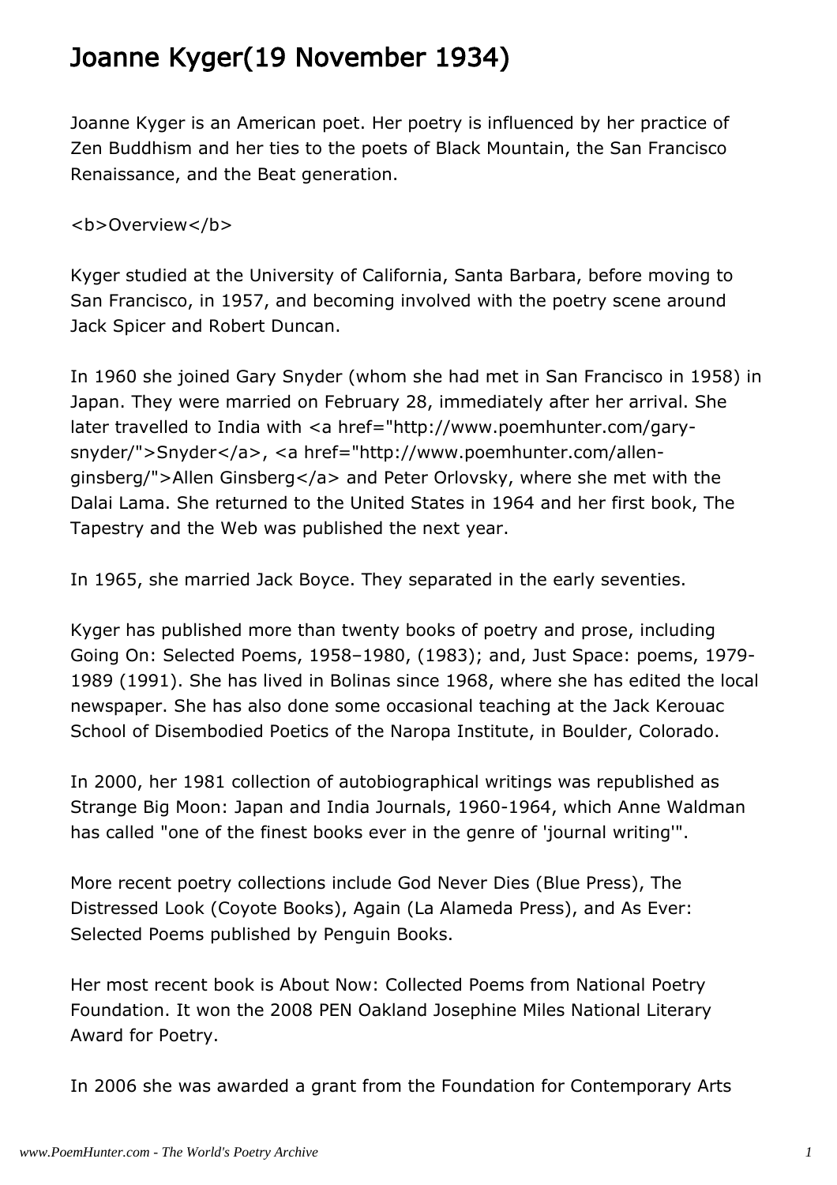# Joanne Kyger(19 November 1934)

Joanne Kyger is an American poet. Her poetry is influenced by her practice of Zen Buddhism and her ties to the poets of Black Mountain, the San Francisco Renaissance, and the Beat generation.

<b>Overview</b>

Kyger studied at the University of California, Santa Barbara, before moving to San Francisco, in 1957, and becoming involved with the poetry scene around Jack Spicer and Robert Duncan.

In 1960 she joined Gary Snyder (whom she had met in San Francisco in 1958) in Japan. They were married on February 28, immediately after her arrival. She later travelled to India with <a href="http://www.poemhunter.com/gary-snyder/">Snyder</a>, <a href="http://www.poemhunter.com/allen-ginsberg/">Allen Ginsberg</a> and Peter Orlovsky, where she met with the Dalai Lama. She returned to the United States in 1964 and her first book, The Tapestry and the Web was published the next year.

In 1965, she married Jack Boyce. They separated in the early seventies.

Kyger has published more than twenty books of poetry and prose, including Going On: Selected Poems, 1958–1980, (1983); and, Just Space: poems, 1979-1989 (1991). She has lived in Bolinas since 1968, where she has edited the local newspaper. She has also done some occasional teaching at the Jack Kerouac School of Disembodied Poetics of the Naropa Institute, in Boulder, Colorado.

In 2000, her 1981 collection of autobiographical writings was republished as Strange Big Moon: Japan and India Journals, 1960-1964, which Anne Waldman has called "one of the finest books ever in the genre of 'journal writing'".

More recent poetry collections include God Never Dies (Blue Press), The Distressed Look (Coyote Books), Again (La Alameda Press), and As Ever: Selected Poems published by Penguin Books.

Her most recent book is About Now: Collected Poems from National Poetry Foundation. It won the 2008 PEN Oakland Josephine Miles National Literary Award for Poetry.

In 2006 she was awarded a grant from the Foundation for Contemporary Arts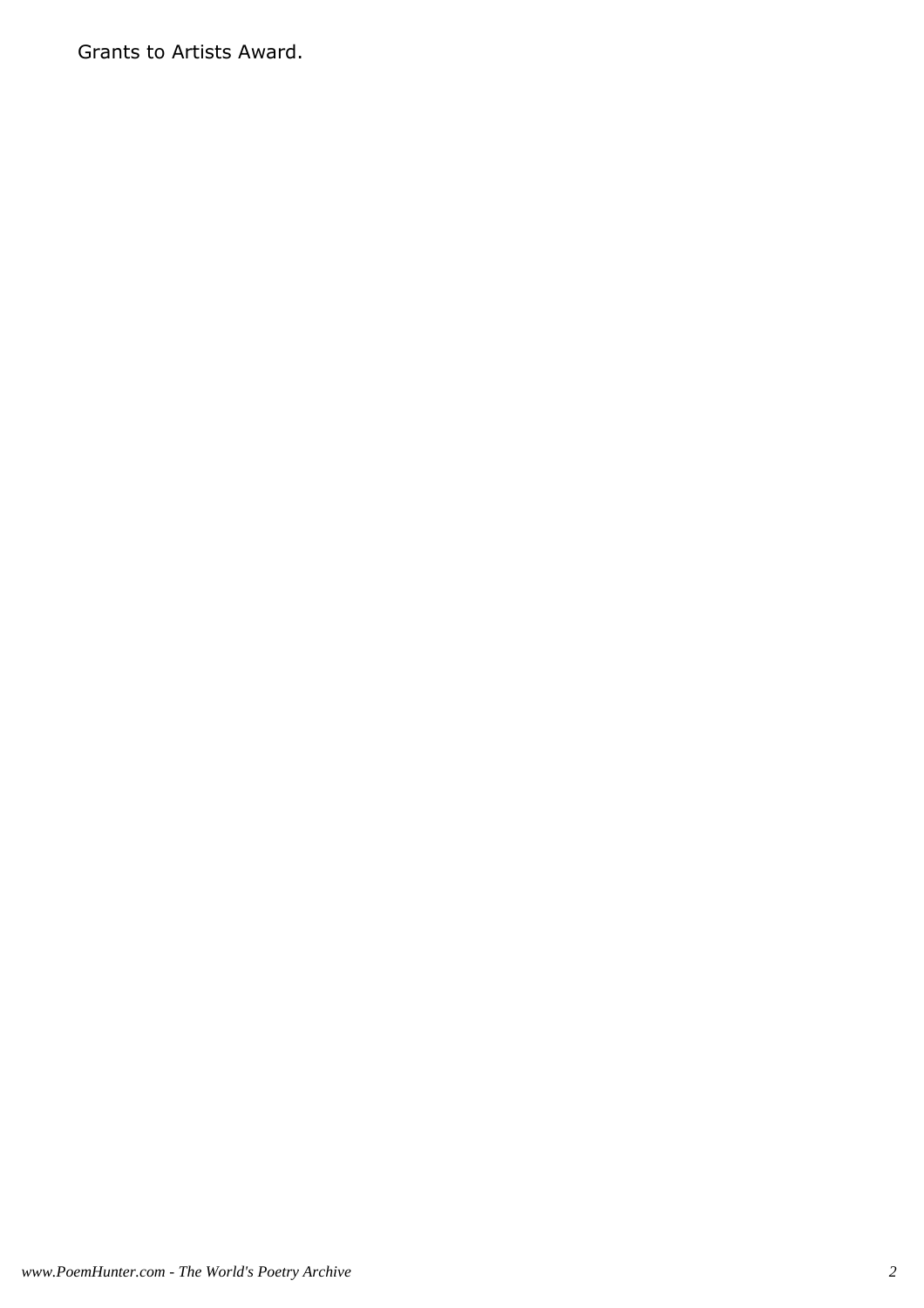Grants to Artists Award.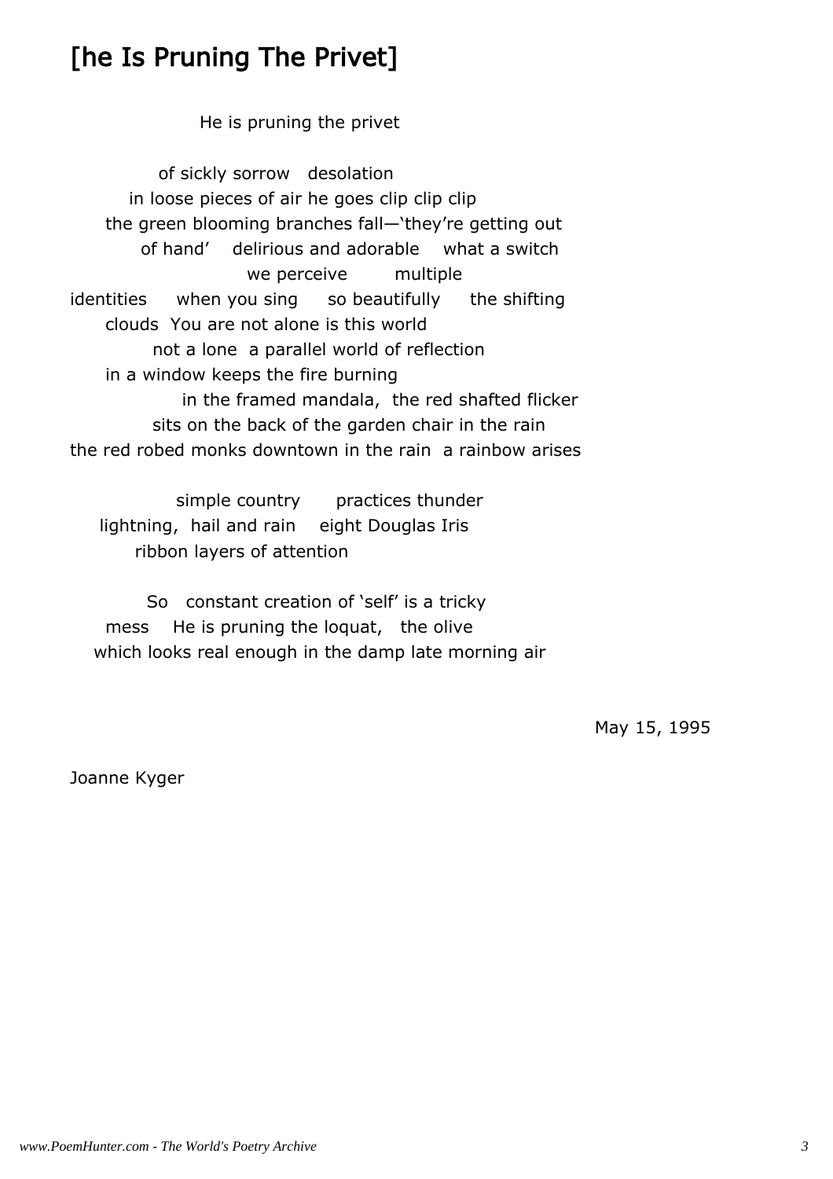# [he Is Pruning The Privet]

He is pruning the privet

of sickly sorrow   desolation  
in loose pieces of air he goes clip clip clip  
the green blooming branches fall—'they're getting out  
of hand'   delirious and adorable   what a switch  
we perceive   multiple  
identities   when you sing   so beautifully   the shifting  
clouds  You are not alone is this world  
not a lone  a parallel world of reflection  
in a window keeps the fire burning  
in the framed mandala,  the red shafted flicker  
sits on the back of the garden chair in the rain  
the red robed monks downtown in the rain  a rainbow arises

simple country   practices thunder  
lightning,  hail and rain   eight Douglas Iris  
ribbon layers of attention

So   constant creation of 'self' is a tricky  
mess   He is pruning the loquat,   the olive  
which looks real enough in the damp late morning air

May 15, 1995

Joanne Kyger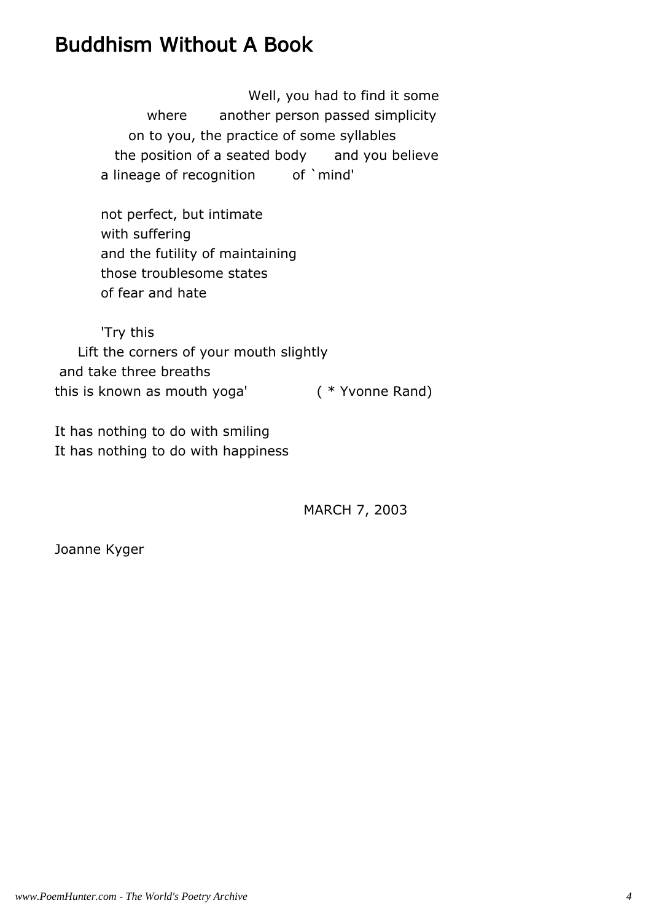# Buddhism Without A Book

Well, you had to find it some
where        another person passed simplicity
on to you, the practice of some syllables
the position of a seated body        and you believe
a lineage of recognition          of `mind'

not perfect, but intimate
with suffering
and the futility of maintaining
those troublesome states
of fear and hate

'Try this
Lift the corners of your mouth slightly
and take three breaths
this is known as mouth yoga'          ( * Yvonne Rand)

It has nothing to do with smiling
It has nothing to do with happiness

MARCH 7, 2003

Joanne Kyger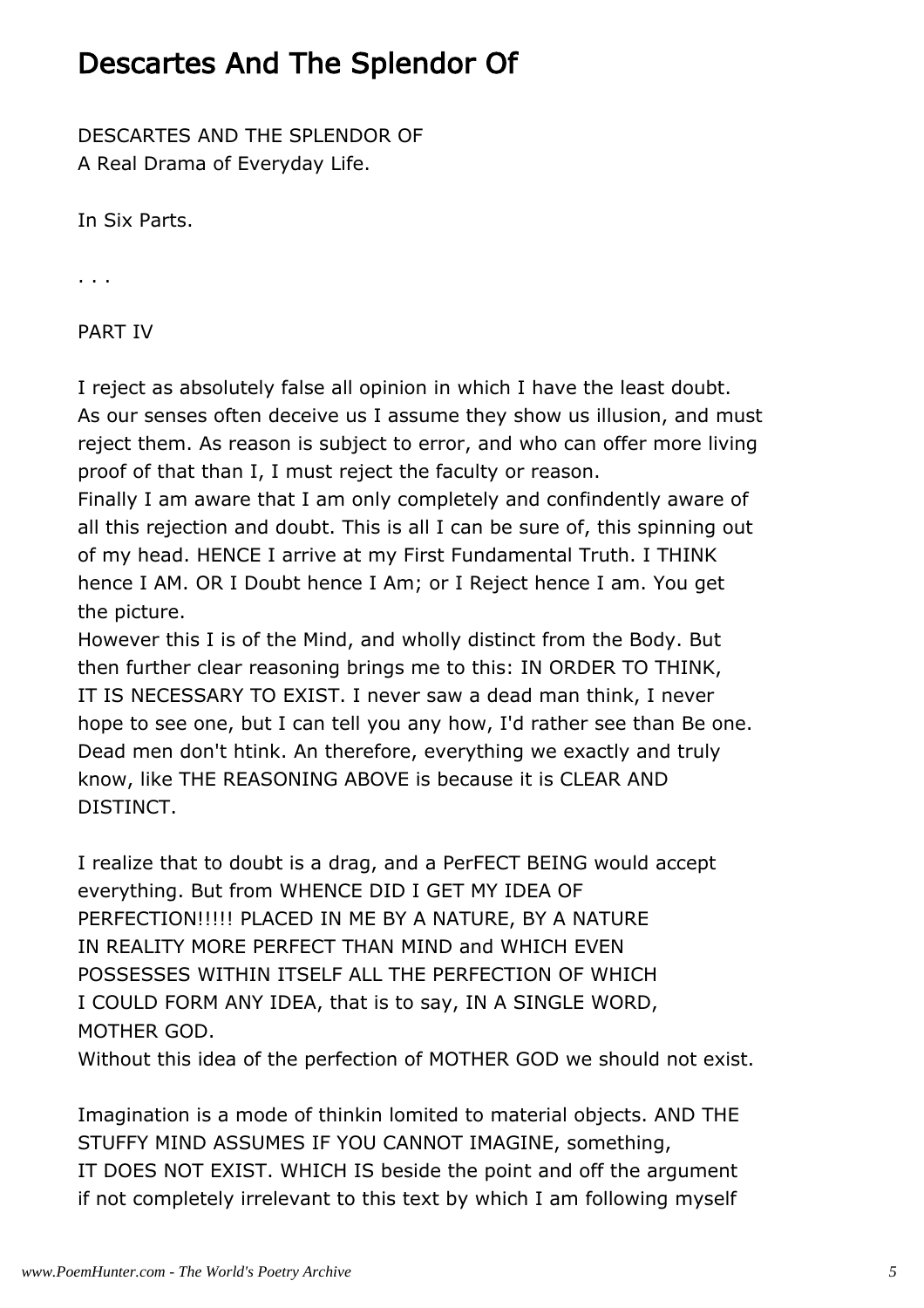# Descartes And The Splendor Of

DESCARTES AND THE SPLENDOR OF
A Real Drama of Everyday Life.

In Six Parts.

. . .

PART IV

I reject as absolutely false all opinion in which I have the least doubt.
As our senses often deceive us I assume they show us illusion, and must reject them. As reason is subject to error, and who can offer more living proof of that than I, I must reject the faculty or reason.
Finally I am aware that I am only completely and confindently aware of all this rejection and doubt. This is all I can be sure of, this spinning out of my head. HENCE I arrive at my First Fundamental Truth. I THINK hence I AM. OR I Doubt hence I Am; or I Reject hence I am. You get the picture.
However this I is of the Mind, and wholly distinct from the Body. But then further clear reasoning brings me to this: IN ORDER TO THINK, IT IS NECESSARY TO EXIST. I never saw a dead man think, I never hope to see one, but I can tell you any how, I'd rather see than Be one. Dead men don't htink. An therefore, everything we exactly and truly know, like THE REASONING ABOVE is because it is CLEAR AND DISTINCT.

I realize that to doubt is a drag, and a PerFECT BEING would accept everything. But from WHENCE DID I GET MY IDEA OF PERFECTION!!!!! PLACED IN ME BY A NATURE, BY A NATURE IN REALITY MORE PERFECT THAN MIND and WHICH EVEN POSSESSES WITHIN ITSELF ALL THE PERFECTION OF WHICH I COULD FORM ANY IDEA, that is to say, IN A SINGLE WORD, MOTHER GOD.
Without this idea of the perfection of MOTHER GOD we should not exist.

Imagination is a mode of thinkin lomited to material objects. AND THE STUFFY MIND ASSUMES IF YOU CANNOT IMAGINE, something, IT DOES NOT EXIST. WHICH IS beside the point and off the argument if not completely irrelevant to this text by which I am following myself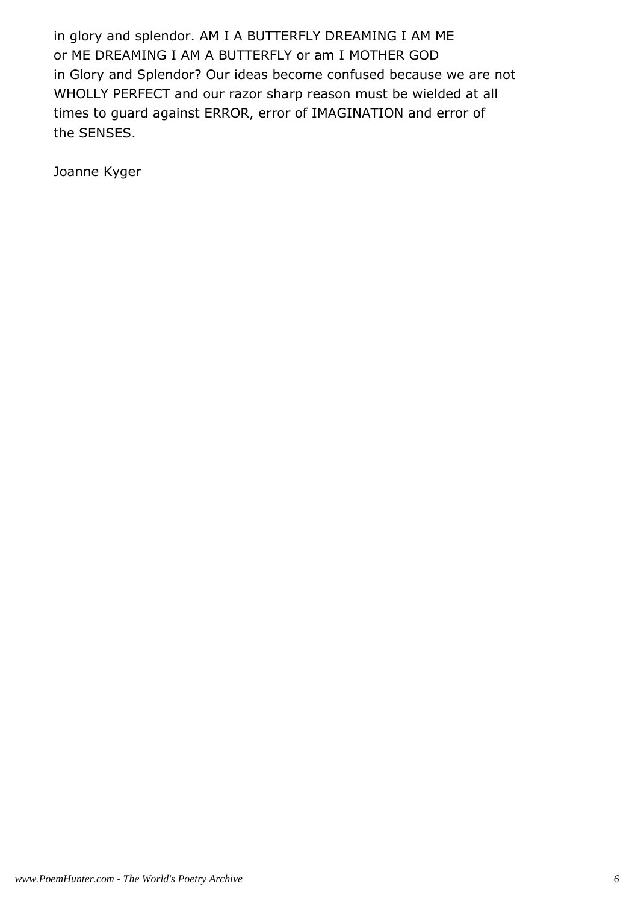in glory and splendor. AM I A BUTTERFLY DREAMING I AM ME
or ME DREAMING I AM A BUTTERFLY or am I MOTHER GOD
in Glory and Splendor? Our ideas become confused because we are not
WHOLLY PERFECT and our razor sharp reason must be wielded at all
times to guard against ERROR, error of IMAGINATION and error of
the SENSES.

Joanne Kyger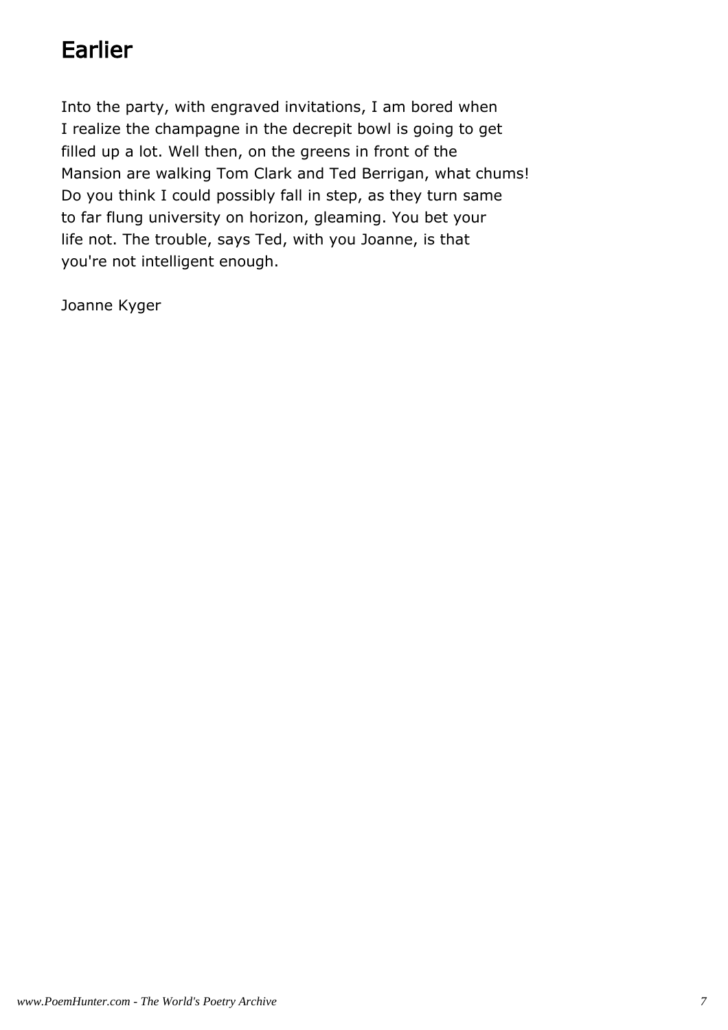# Earlier

Into the party, with engraved invitations, I am bored when
I realize the champagne in the decrepit bowl is going to get
filled up a lot. Well then, on the greens in front of the
Mansion are walking Tom Clark and Ted Berrigan, what chums!
Do you think I could possibly fall in step, as they turn same
to far flung university on horizon, gleaming. You bet your
life not. The trouble, says Ted, with you Joanne, is that
you're not intelligent enough.

Joanne Kyger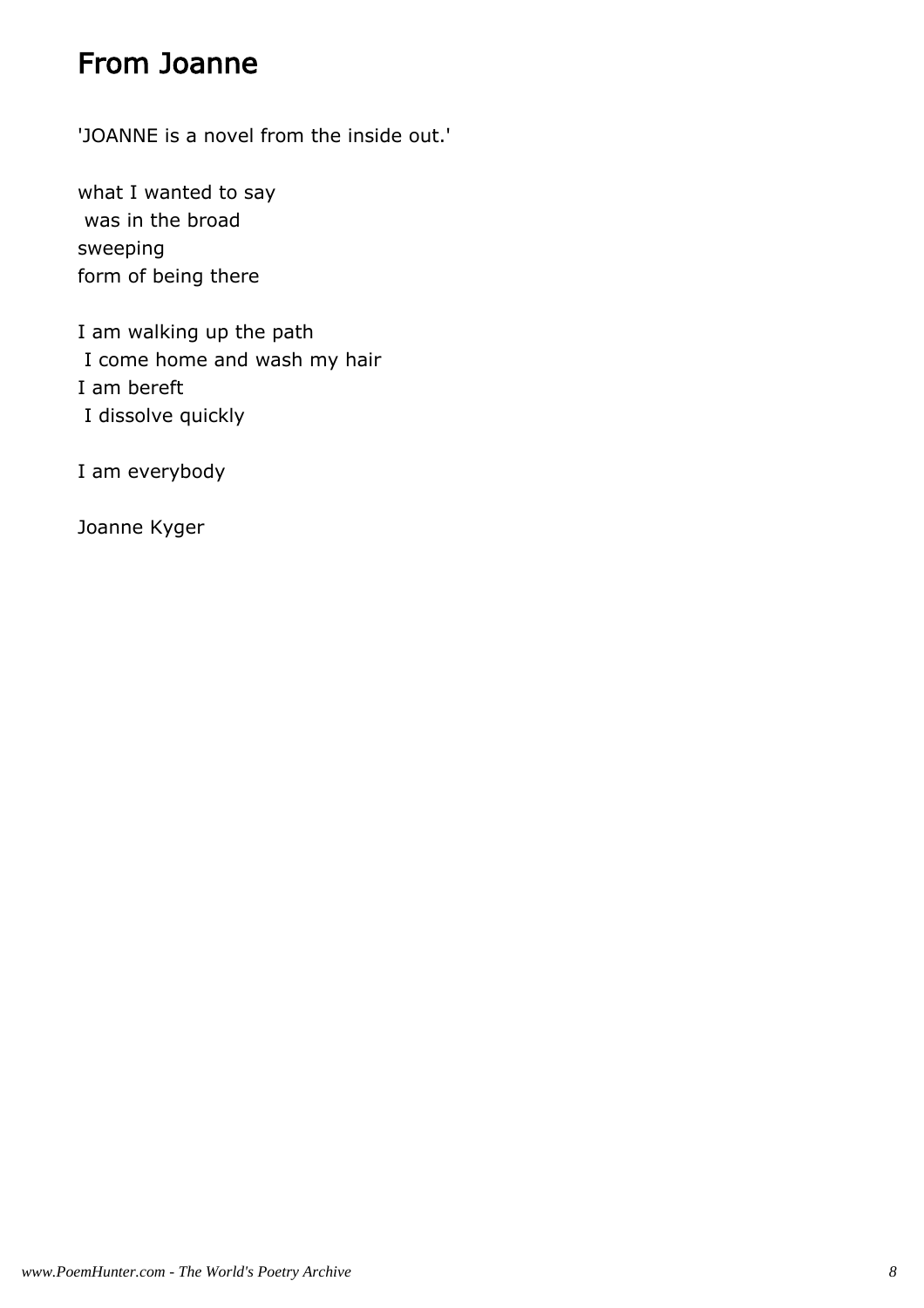# From Joanne

'JOANNE is a novel from the inside out.'

what I wanted to say
 was in the broad
sweeping
form of being there

I am walking up the path
 I come home and wash my hair
I am bereft
 I dissolve quickly

I am everybody

Joanne Kyger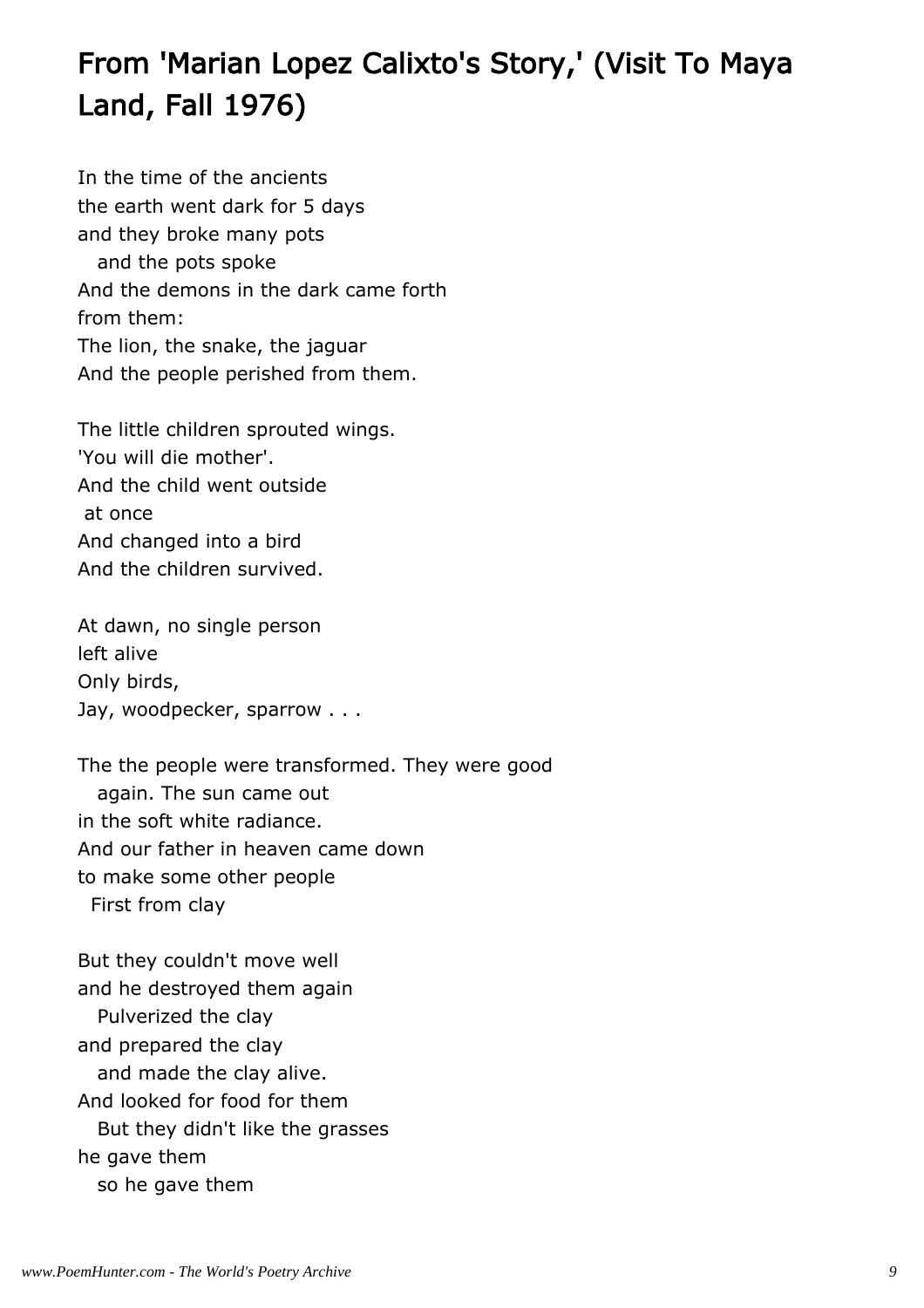# From 'Marian Lopez Calixto's Story,' (Visit To Maya Land, Fall 1976)

In the time of the ancients
the earth went dark for 5 days
and they broke many pots
   and the pots spoke
And the demons in the dark came forth
from them:
The lion, the snake, the jaguar
And the people perished from them.

The little children sprouted wings.
'You will die mother'.
And the child went outside
 at once
And changed into a bird
And the children survived.

At dawn, no single person
left alive
Only birds,
Jay, woodpecker, sparrow . . .

The the people were transformed. They were good
   again. The sun came out
in the soft white radiance.
And our father in heaven came down
to make some other people
  First from clay

But they couldn't move well
and he destroyed them again
   Pulverized the clay
and prepared the clay
   and made the clay alive.
And looked for food for them
   But they didn't like the grasses
he gave them
   so he gave them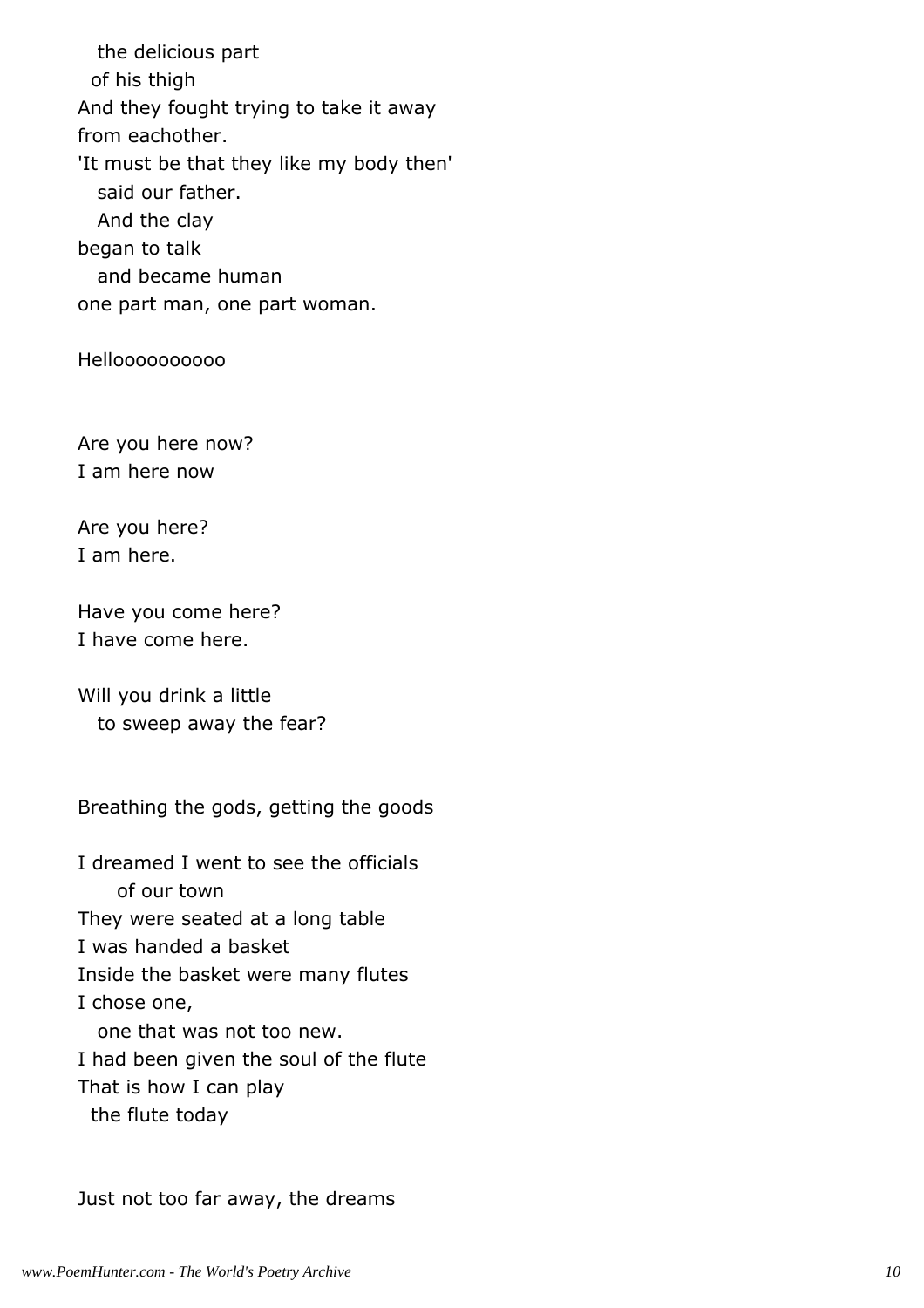the delicious part
of his thigh
And they fought trying to take it away
from eachother.
'It must be that they like my body then'
said our father.
And the clay
began to talk
and became human
one part man, one part woman.

Helloooooooooo

Are you here now?
I am here now

Are you here?
I am here.

Have you come here?
I have come here.

Will you drink a little
to sweep away the fear?

Breathing the gods, getting the goods

I dreamed I went to see the officials
of our town
They were seated at a long table
I was handed a basket
Inside the basket were many flutes
I chose one,
one that was not too new.
I had been given the soul of the flute
That is how I can play
the flute today

Just not too far away, the dreams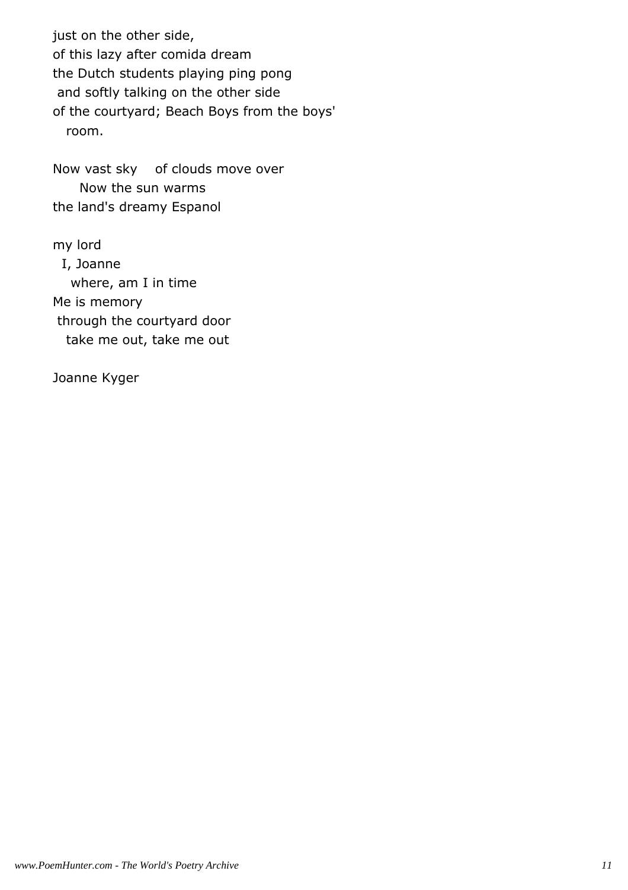just on the other side,  
of this lazy after comida dream  
the Dutch students playing ping pong  
 and softly talking on the other side  
of the courtyard; Beach Boys from the boys'  
   room.

Now vast sky    of clouds move over  
      Now the sun warms  
the land's dreamy Espanol

my lord  
  I, Joanne  
    where, am I in time  
Me is memory  
 through the courtyard door  
   take me out, take me out

Joanne Kyger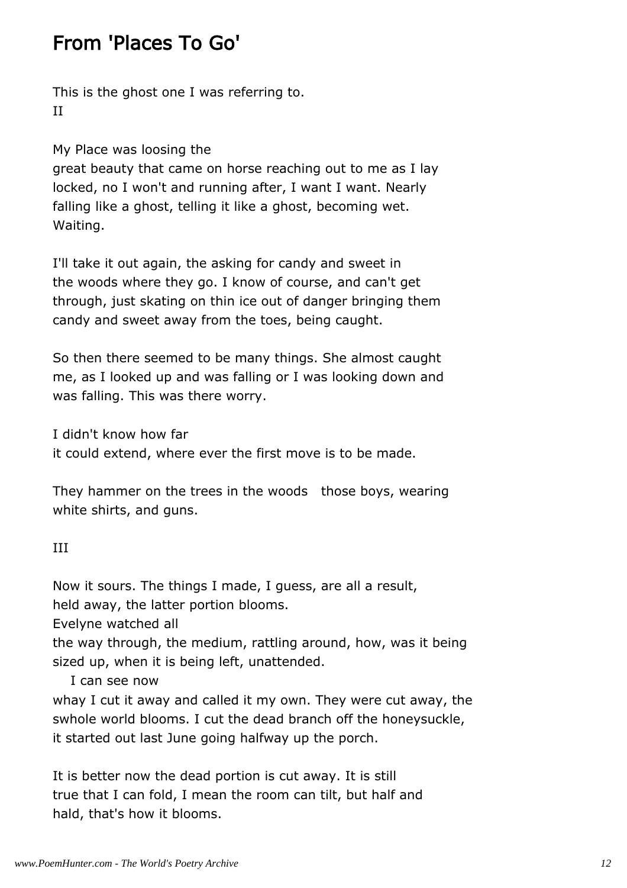## From 'Places To Go'

This is the ghost one I was referring to.
II

My Place was loosing the
great beauty that came on horse reaching out to me as I lay
locked, no I won't and running after, I want I want. Nearly
falling like a ghost, telling it like a ghost, becoming wet.
Waiting.

I'll take it out again, the asking for candy and sweet in
the woods where they go. I know of course, and can't get
through, just skating on thin ice out of danger bringing them
candy and sweet away from the toes, being caught.

So then there seemed to be many things. She almost caught
me, as I looked up and was falling or I was looking down and
was falling. This was there worry.

I didn't know how far
it could extend, where ever the first move is to be made.

They hammer on the trees in the woods   those boys, wearing
white shirts, and guns.

III

Now it sours. The things I made, I guess, are all a result,
held away, the latter portion blooms.
Evelyne watched all
the way through, the medium, rattling around, how, was it being
sized up, when it is being left, unattended.
   I can see now
whay I cut it away and called it my own. They were cut away, the
swhole world blooms. I cut the dead branch off the honeysuckle,
it started out last June going halfway up the porch.

It is better now the dead portion is cut away. It is still
true that I can fold, I mean the room can tilt, but half and
hald, that's how it blooms.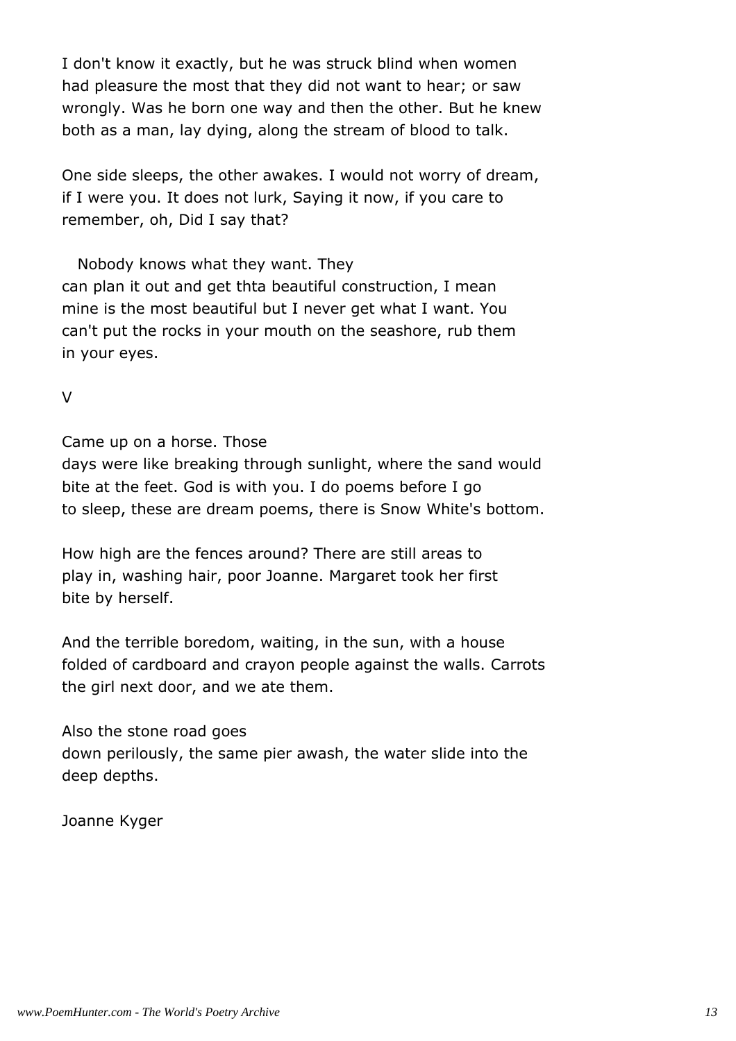I don't know it exactly, but he was struck blind when women
had pleasure the most that they did not want to hear; or saw
wrongly. Was he born one way and then the other. But he knew
both as a man, lay dying, along the stream of blood to talk.

One side sleeps, the other awakes. I would not worry of dream,
if I were you. It does not lurk, Saying it now, if you care to
remember, oh, Did I say that?

   Nobody knows what they want. They
can plan it out and get thta beautiful construction, I mean
mine is the most beautiful but I never get what I want. You
can't put the rocks in your mouth on the seashore, rub them
in your eyes.

V

Came up on a horse. Those
days were like breaking through sunlight, where the sand would
bite at the feet. God is with you. I do poems before I go
to sleep, these are dream poems, there is Snow White's bottom.

How high are the fences around? There are still areas to
play in, washing hair, poor Joanne. Margaret took her first
bite by herself.

And the terrible boredom, waiting, in the sun, with a house
folded of cardboard and crayon people against the walls. Carrots
the girl next door, and we ate them.

Also the stone road goes
down perilously, the same pier awash, the water slide into the
deep depths.

Joanne Kyger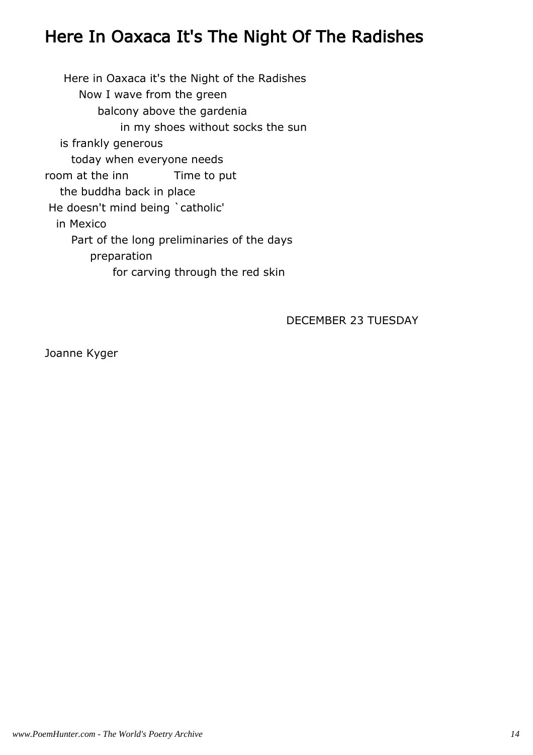# Here In Oaxaca It's The Night Of The Radishes

Here in Oaxaca it's the Night of the Radishes
Now I wave from the green
balcony above the gardenia
in my shoes without socks the sun
is frankly generous
today when everyone needs
room at the inn            Time to put
the buddha back in place
He doesn't mind being `catholic'
in Mexico
Part of the long preliminaries of the days
preparation
for carving through the red skin

DECEMBER 23 TUESDAY

Joanne Kyger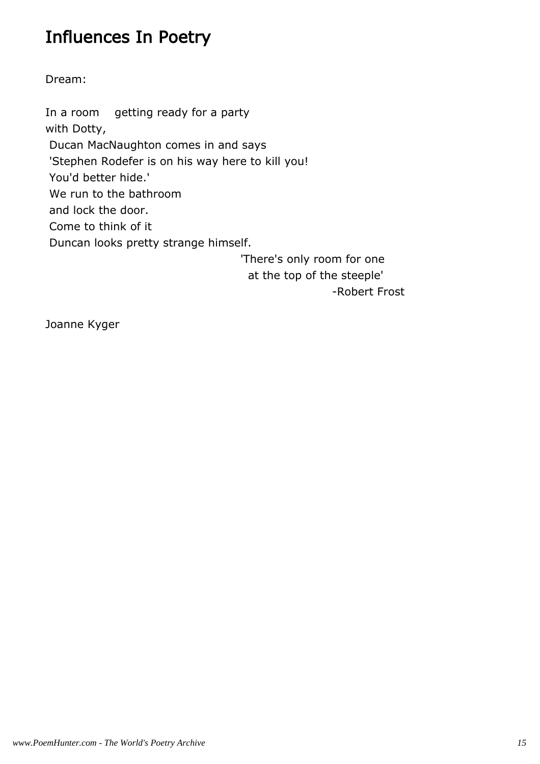# Influences In Poetry

Dream:

In a room    getting ready for a party  
with Dotty,  
 Ducan MacNaughton comes in and says  
 'Stephen Rodefer is on his way here to kill you!  
 You'd better hide.'  
 We run to the bathroom  
 and lock the door.  
 Come to think of it  
 Duncan looks pretty strange himself.  
                                        'There's only room for one  
                                          at the top of the steeple'  
                                                              -Robert Frost

Joanne Kyger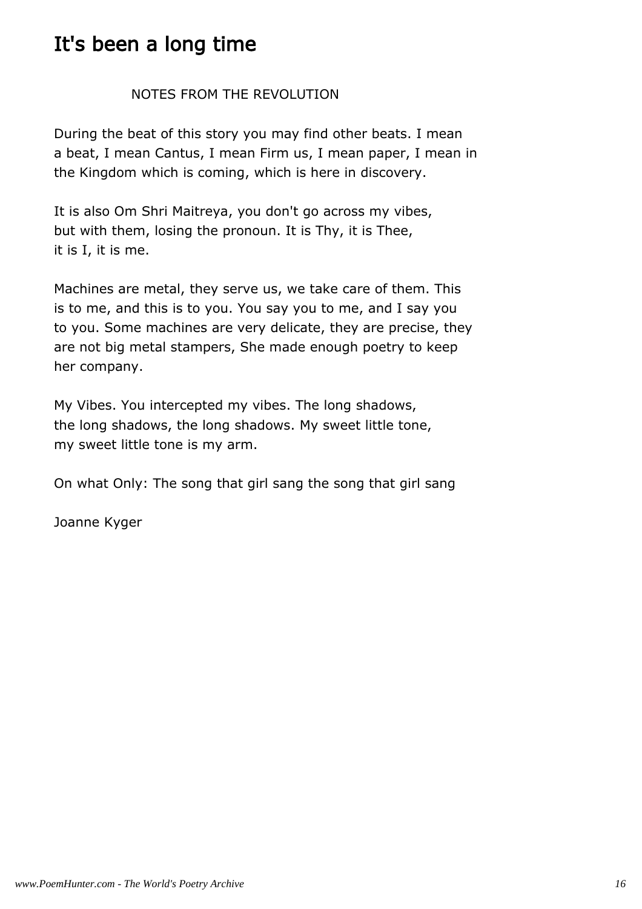# It's been a long time

NOTES FROM THE REVOLUTION

During the beat of this story you may find other beats. I mean
a beat, I mean Cantus, I mean Firm us, I mean paper, I mean in
the Kingdom which is coming, which is here in discovery.

It is also Om Shri Maitreya, you don't go across my vibes,
but with them, losing the pronoun. It is Thy, it is Thee,
it is I, it is me.

Machines are metal, they serve us, we take care of them. This
is to me, and this is to you. You say you to me, and I say you
to you. Some machines are very delicate, they are precise, they
are not big metal stampers, She made enough poetry to keep
her company.

My Vibes. You intercepted my vibes. The long shadows,
the long shadows, the long shadows. My sweet little tone,
my sweet little tone is my arm.

On what Only: The song that girl sang the song that girl sang

Joanne Kyger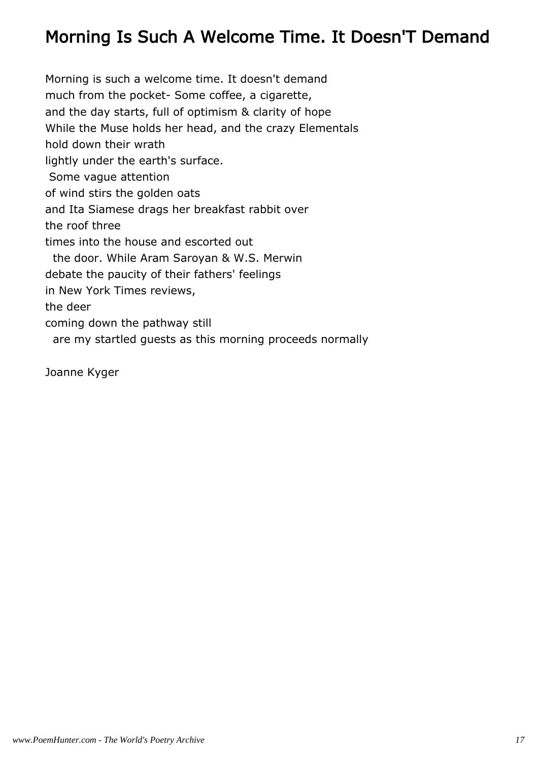## Morning Is Such A Welcome Time. It Doesn'T Demand

Morning is such a welcome time. It doesn't demand
much from the pocket- Some coffee, a cigarette,
and the day starts, full of optimism & clarity of hope
While the Muse holds her head, and the crazy Elementals
hold down their wrath
lightly under the earth's surface.
 Some vague attention
of wind stirs the golden oats
and Ita Siamese drags her breakfast rabbit over
the roof three
times into the house and escorted out
  the door. While Aram Saroyan & W.S. Merwin
debate the paucity of their fathers' feelings
in New York Times reviews,
the deer
coming down the pathway still
  are my startled guests as this morning proceeds normally

Joanne Kyger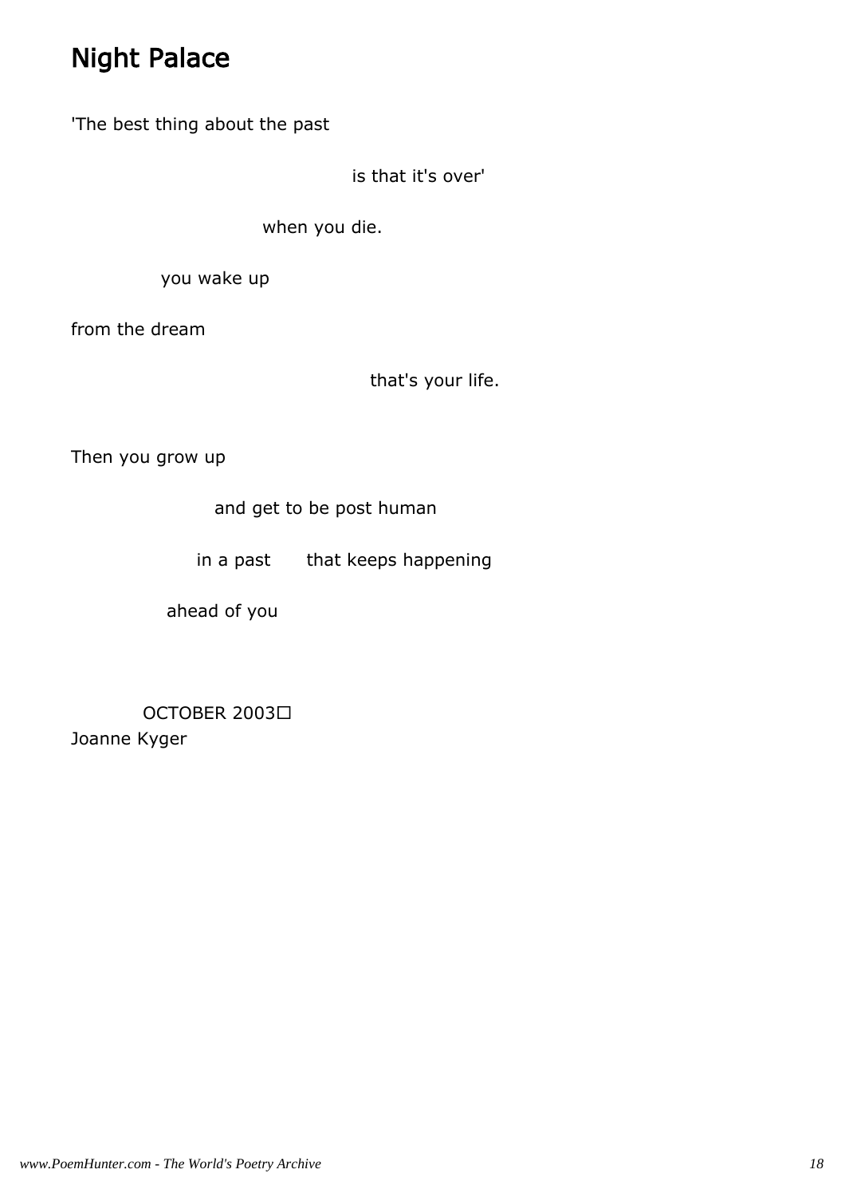# Night Palace

'The best thing about the past

is that it's over'

when you die.

you wake up

from the dream

that's your life.

Then you grow up

and get to be post human

in a past      that keeps happening

ahead of you

OCTOBER 2003

Joanne Kyger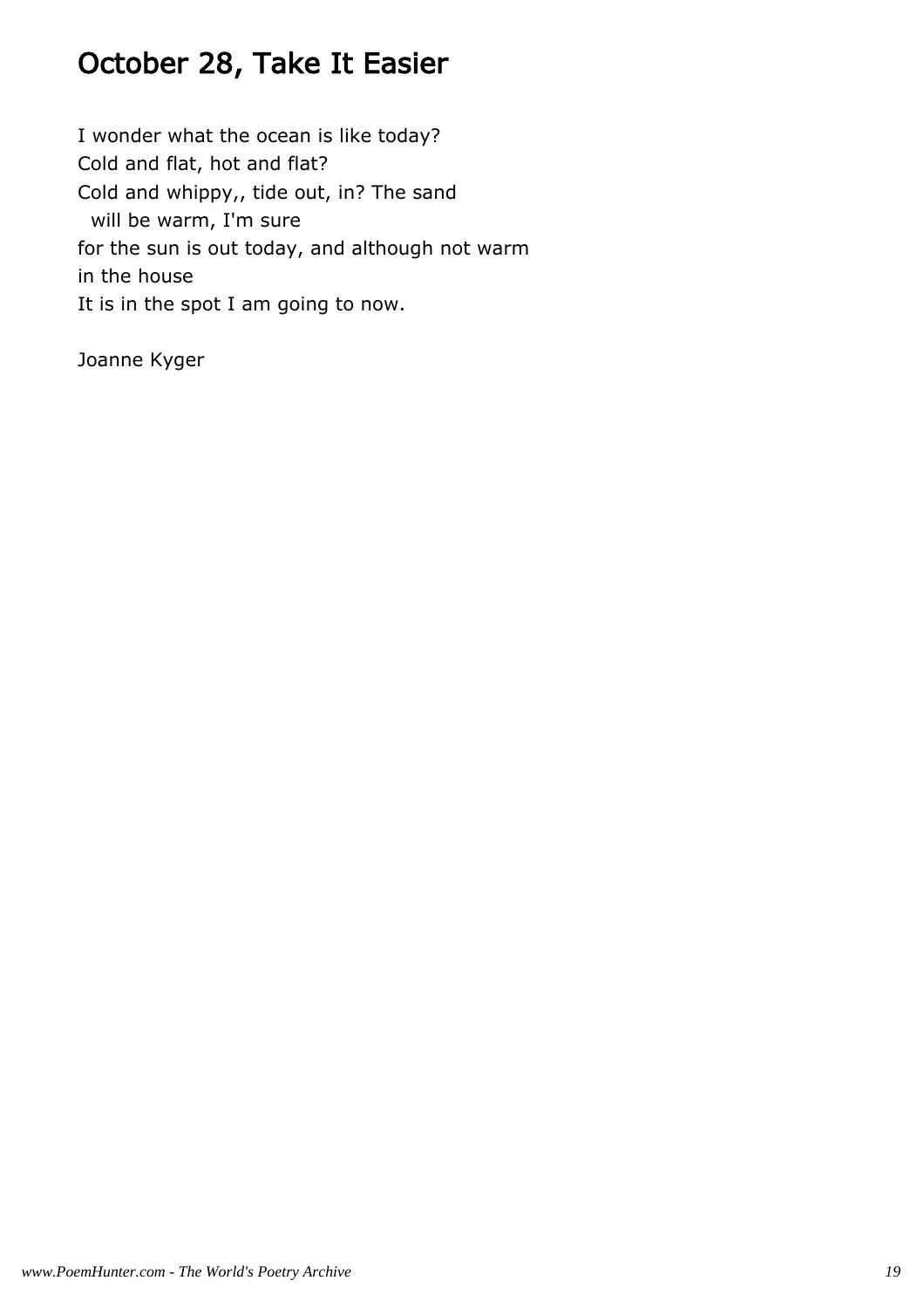## October 28, Take It Easier

I wonder what the ocean is like today?
Cold and flat, hot and flat?
Cold and whippy,, tide out, in? The sand
  will be warm, I'm sure
for the sun is out today, and although not warm
in the house
It is in the spot I am going to now.

Joanne Kyger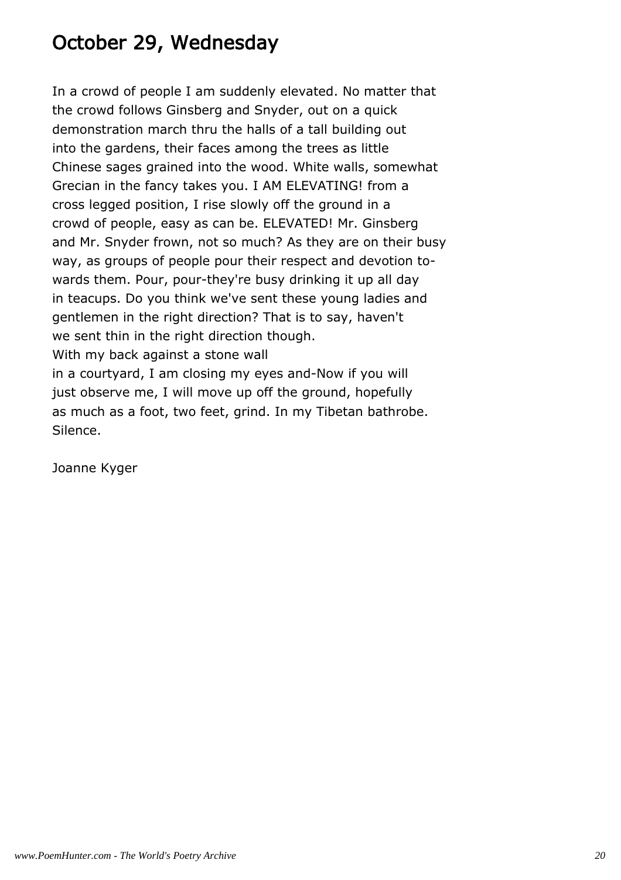## October 29, Wednesday

In a crowd of people I am suddenly elevated. No matter that
the crowd follows Ginsberg and Snyder, out on a quick
demonstration march thru the halls of a tall building out
into the gardens, their faces among the trees as little
Chinese sages grained into the wood. White walls, somewhat
Grecian in the fancy takes you. I AM ELEVATING! from a
cross legged position, I rise slowly off the ground in a
crowd of people, easy as can be. ELEVATED! Mr. Ginsberg
and Mr. Snyder frown, not so much? As they are on their busy
way, as groups of people pour their respect and devotion to-
wards them. Pour, pour-they're busy drinking it up all day
in teacups. Do you think we've sent these young ladies and
gentlemen in the right direction? That is to say, haven't
we sent thin in the right direction though.
With my back against a stone wall
in a courtyard, I am closing my eyes and-Now if you will
just observe me, I will move up off the ground, hopefully
as much as a foot, two feet, grind. In my Tibetan bathrobe.
Silence.

Joanne Kyger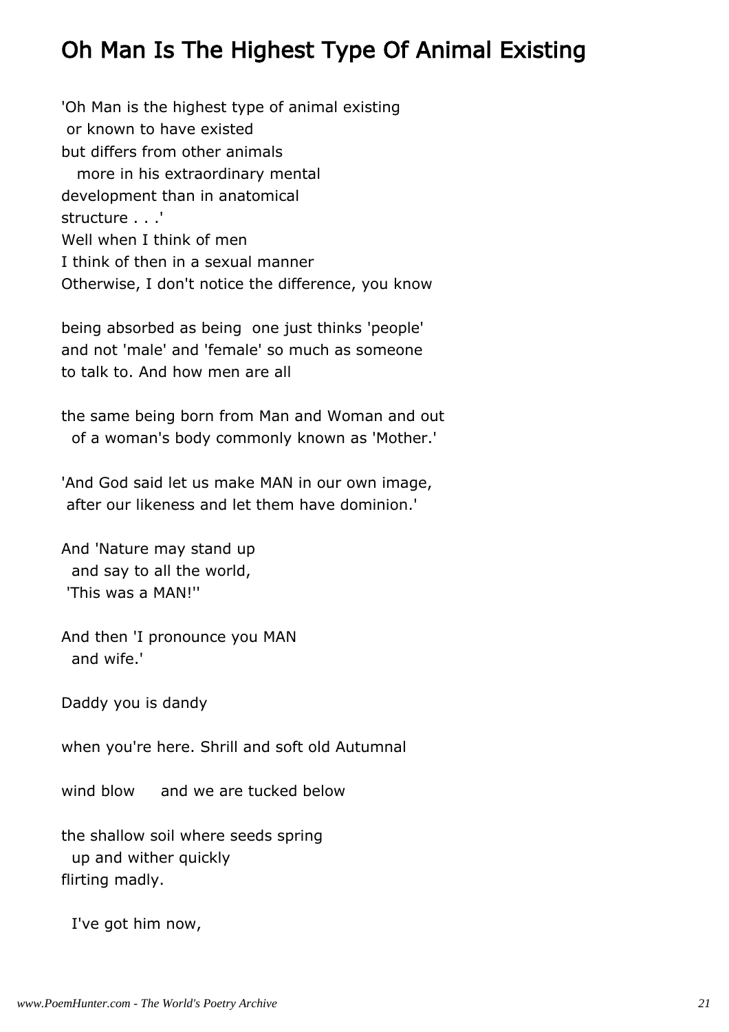## Oh Man Is The Highest Type Of Animal Existing

'Oh Man is the highest type of animal existing  
 or known to have existed  
but differs from other animals  
   more in his extraordinary mental  
development than in anatomical  
structure . . .'  
Well when I think of men  
I think of then in a sexual manner  
Otherwise, I don't notice the difference, you know

being absorbed as being  one just thinks 'people'  
and not 'male' and 'female' so much as someone  
to talk to. And how men are all

the same being born from Man and Woman and out  
  of a woman's body commonly known as 'Mother.'

'And God said let us make MAN in our own image,  
 after our likeness and let them have dominion.'

And 'Nature may stand up  
  and say to all the world,  
 'This was a MAN!''

And then 'I pronounce you MAN  
  and wife.'

Daddy you is dandy

when you're here. Shrill and soft old Autumnal

wind blow     and we are tucked below

the shallow soil where seeds spring  
  up and wither quickly  
flirting madly.

  I've got him now,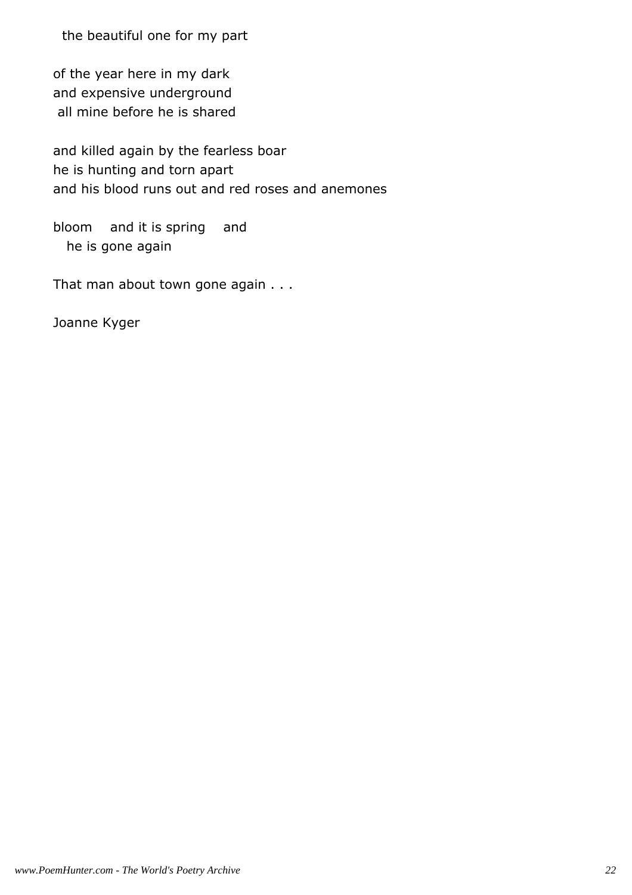the beautiful one for my part

of the year here in my dark  
and expensive underground  
all mine before he is shared

and killed again by the fearless boar  
he is hunting and torn apart  
and his blood runs out and red roses and anemones

bloom    and it is spring    and  
he is gone again

That man about town gone again . . .

Joanne Kyger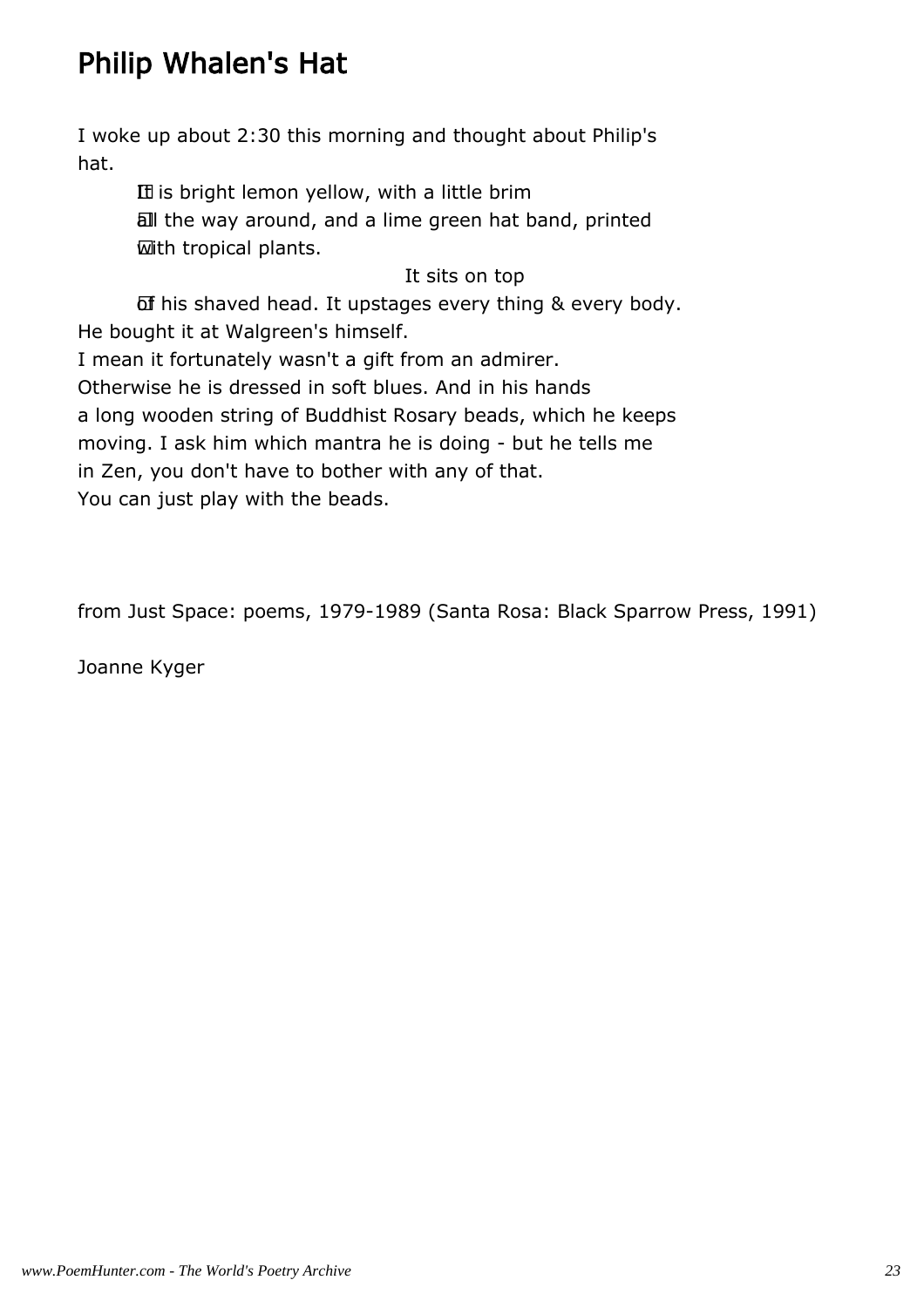# Philip Whalen's Hat

I woke up about 2:30 this morning and thought about Philip's
hat.

        It is bright lemon yellow, with a little brim
        all the way around, and a lime green hat band, printed
        with tropical plants.

                                                It sits on top

        of his shaved head. It upstages every thing & every body.
He bought it at Walgreen's himself.
I mean it fortunately wasn't a gift from an admirer.
Otherwise he is dressed in soft blues. And in his hands
a long wooden string of Buddhist Rosary beads, which he keeps
moving. I ask him which mantra he is doing - but he tells me
in Zen, you don't have to bother with any of that.
You can just play with the beads.

from Just Space: poems, 1979-1989 (Santa Rosa: Black Sparrow Press, 1991)

Joanne Kyger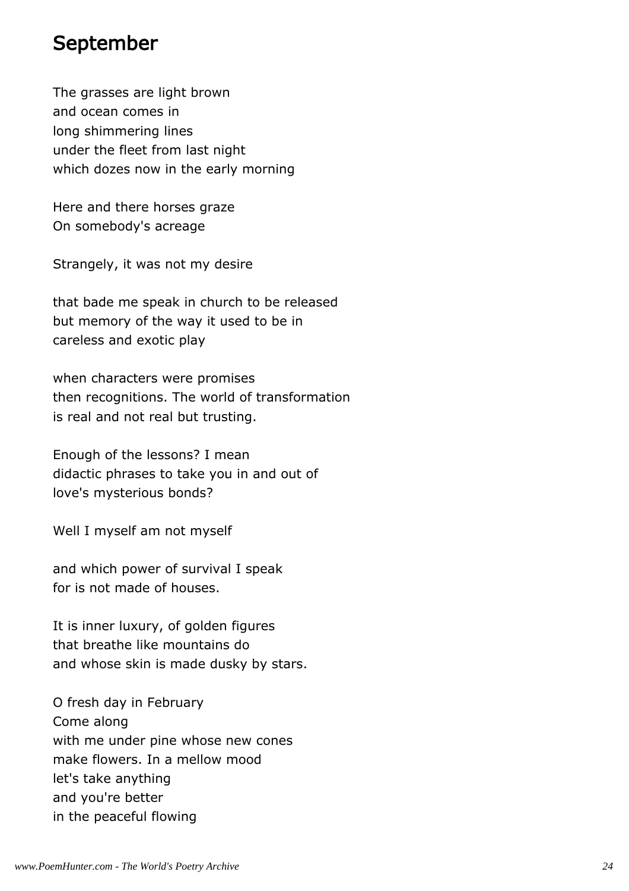# September

The grasses are light brown
and ocean comes in
long shimmering lines
under the fleet from last night
which dozes now in the early morning

Here and there horses graze
On somebody's acreage

Strangely, it was not my desire

that bade me speak in church to be released
but memory of the way it used to be in
careless and exotic play

when characters were promises
then recognitions. The world of transformation
is real and not real but trusting.

Enough of the lessons? I mean
didactic phrases to take you in and out of
love's mysterious bonds?

Well I myself am not myself

and which power of survival I speak
for is not made of houses.

It is inner luxury, of golden figures
that breathe like mountains do
and whose skin is made dusky by stars.

O fresh day in February
Come along
with me under pine whose new cones
make flowers. In a mellow mood
let's take anything
and you're better
in the peaceful flowing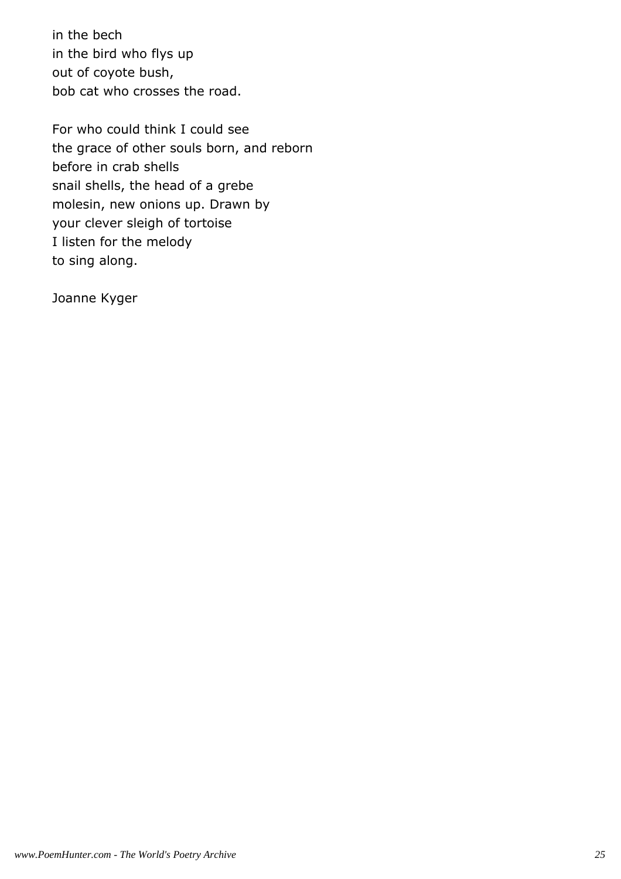in the bech
in the bird who flys up
out of coyote bush,
bob cat who crosses the road.

For who could think I could see
the grace of other souls born, and reborn
before in crab shells
snail shells, the head of a grebe
molesin, new onions up. Drawn by
your clever sleigh of tortoise
I listen for the melody
to sing along.

Joanne Kyger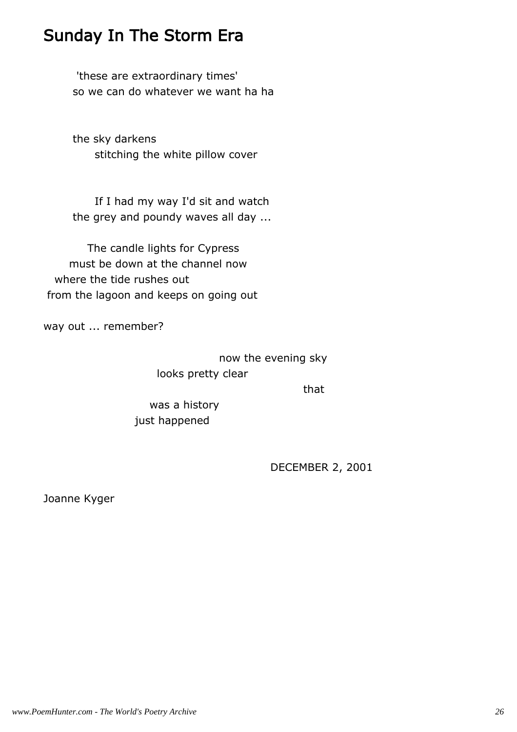# Sunday In The Storm Era

'these are extraordinary times'
so we can do whatever we want ha ha

the sky darkens
stitching the white pillow cover

If I had my way I'd sit and watch
the grey and poundy waves all day ...

The candle lights for Cypress
must be down at the channel now
where the tide rushes out
from the lagoon and keeps on going out

way out ... remember?

now the evening sky
looks pretty clear
that
was a history
just happened

DECEMBER 2, 2001

Joanne Kyger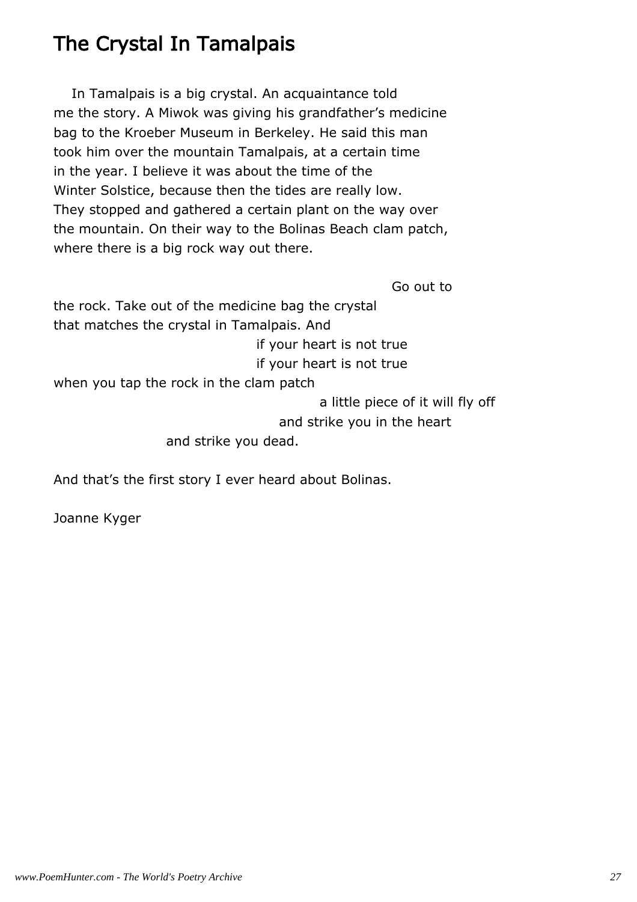# The Crystal In Tamalpais

In Tamalpais is a big crystal. An acquaintance told
me the story. A Miwok was giving his grandfather's medicine
bag to the Kroeber Museum in Berkeley. He said this man
took him over the mountain Tamalpais, at a certain time
in the year. I believe it was about the time of the
Winter Solstice, because then the tides are really low.
They stopped and gathered a certain plant on the way over
the mountain. On their way to the Bolinas Beach clam patch,
where there is a big rock way out there.

Go out to
the rock. Take out of the medicine bag the crystal
that matches the crystal in Tamalpais. And
if your heart is not true
if your heart is not true
when you tap the rock in the clam patch
a little piece of it will fly off
and strike you in the heart
and strike you dead.

And that's the first story I ever heard about Bolinas.

Joanne Kyger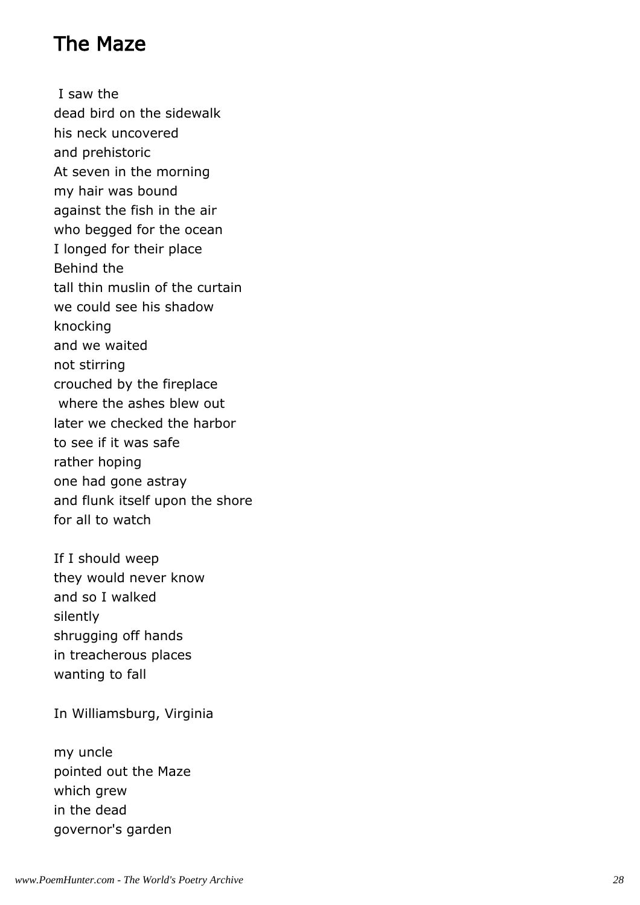# The Maze

I saw the  
dead bird on the sidewalk  
his neck uncovered  
and prehistoric  
At seven in the morning  
my hair was bound  
against the fish in the air  
who begged for the ocean  
I longed for their place  
Behind the  
tall thin muslin of the curtain  
we could see his shadow  
knocking  
and we waited  
not stirring  
crouched by the fireplace  
where the ashes blew out  
later we checked the harbor  
to see if it was safe  
rather hoping  
one had gone astray  
and flunk itself upon the shore  
for all to watch

If I should weep  
they would never know  
and so I walked  
silently  
shrugging off hands  
in treacherous places  
wanting to fall

In Williamsburg, Virginia

my uncle  
pointed out the Maze  
which grew  
in the dead  
governor's garden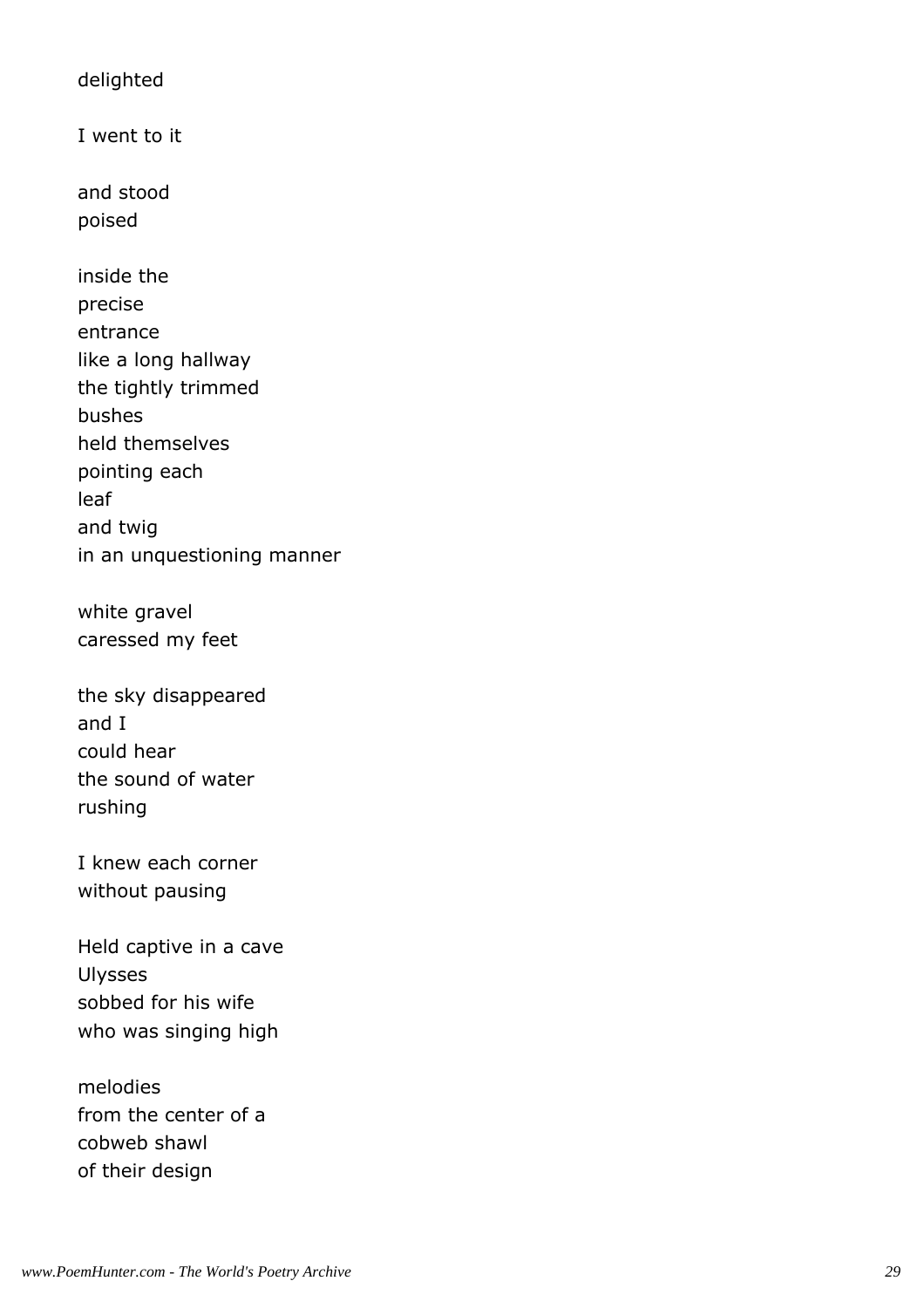delighted

I went to it

and stood
poised

inside the
precise
entrance
like a long hallway
the tightly trimmed
bushes
held themselves
pointing each
leaf
and twig
in an unquestioning manner

white gravel
caressed my feet

the sky disappeared
and I
could hear
the sound of water
rushing

I knew each corner
without pausing

Held captive in a cave
Ulysses
sobbed for his wife
who was singing high

melodies
from the center of a
cobweb shawl
of their design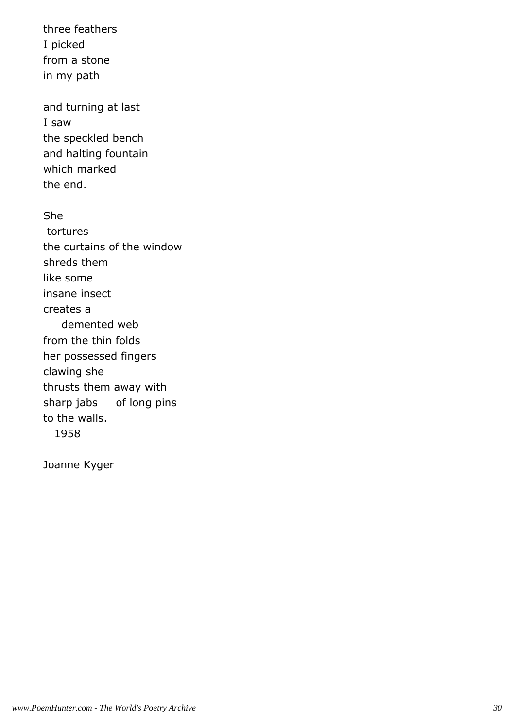three feathers  
I picked  
from a stone  
in my path

and turning at last  
I saw  
the speckled bench  
and halting fountain  
which marked  
the end.

She  
 tortures  
the curtains of the window  
shreds them  
like some  
insane insect  
creates a  
     demented web  
from the thin folds  
her possessed fingers  
clawing she  
thrusts them away with  
sharp jabs     of long pins  
to the walls.  
   1958

Joanne Kyger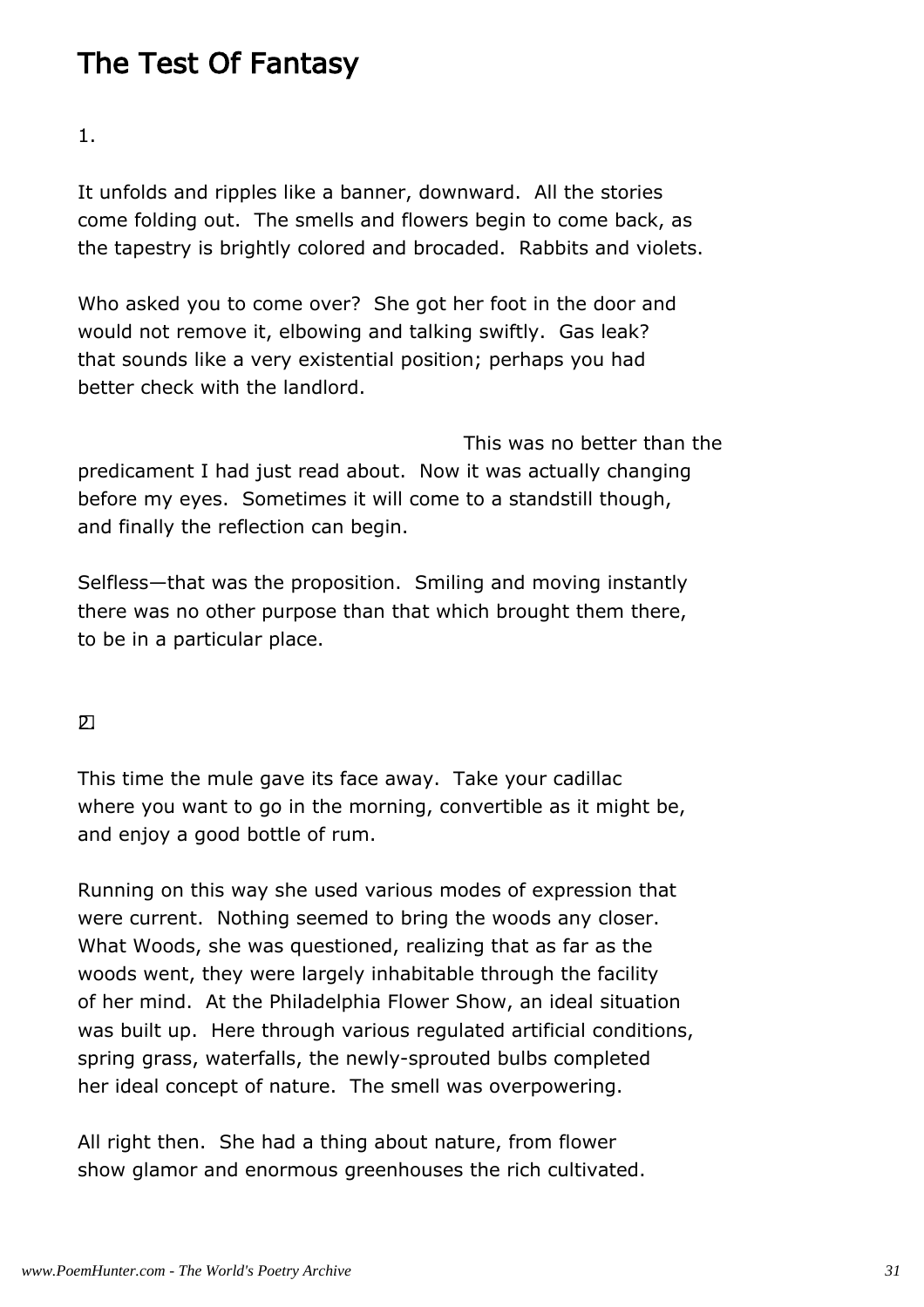# The Test Of Fantasy

1.

It unfolds and ripples like a banner, downward. All the stories come folding out. The smells and flowers begin to come back, as the tapestry is brightly colored and brocaded. Rabbits and violets.

Who asked you to come over? She got her foot in the door and would not remove it, elbowing and talking swiftly. Gas leak? that sounds like a very existential position; perhaps you had better check with the landlord.

This was no better than the predicament I had just read about. Now it was actually changing before my eyes. Sometimes it will come to a standstill though, and finally the reflection can begin.

Selfless—that was the proposition. Smiling and moving instantly there was no other purpose than that which brought them there, to be in a particular place.

2.

This time the mule gave its face away. Take your cadillac where you want to go in the morning, convertible as it might be, and enjoy a good bottle of rum.

Running on this way she used various modes of expression that were current. Nothing seemed to bring the woods any closer. What Woods, she was questioned, realizing that as far as the woods went, they were largely inhabitable through the facility of her mind. At the Philadelphia Flower Show, an ideal situation was built up. Here through various regulated artificial conditions, spring grass, waterfalls, the newly-sprouted bulbs completed her ideal concept of nature. The smell was overpowering.

All right then. She had a thing about nature, from flower show glamor and enormous greenhouses the rich cultivated.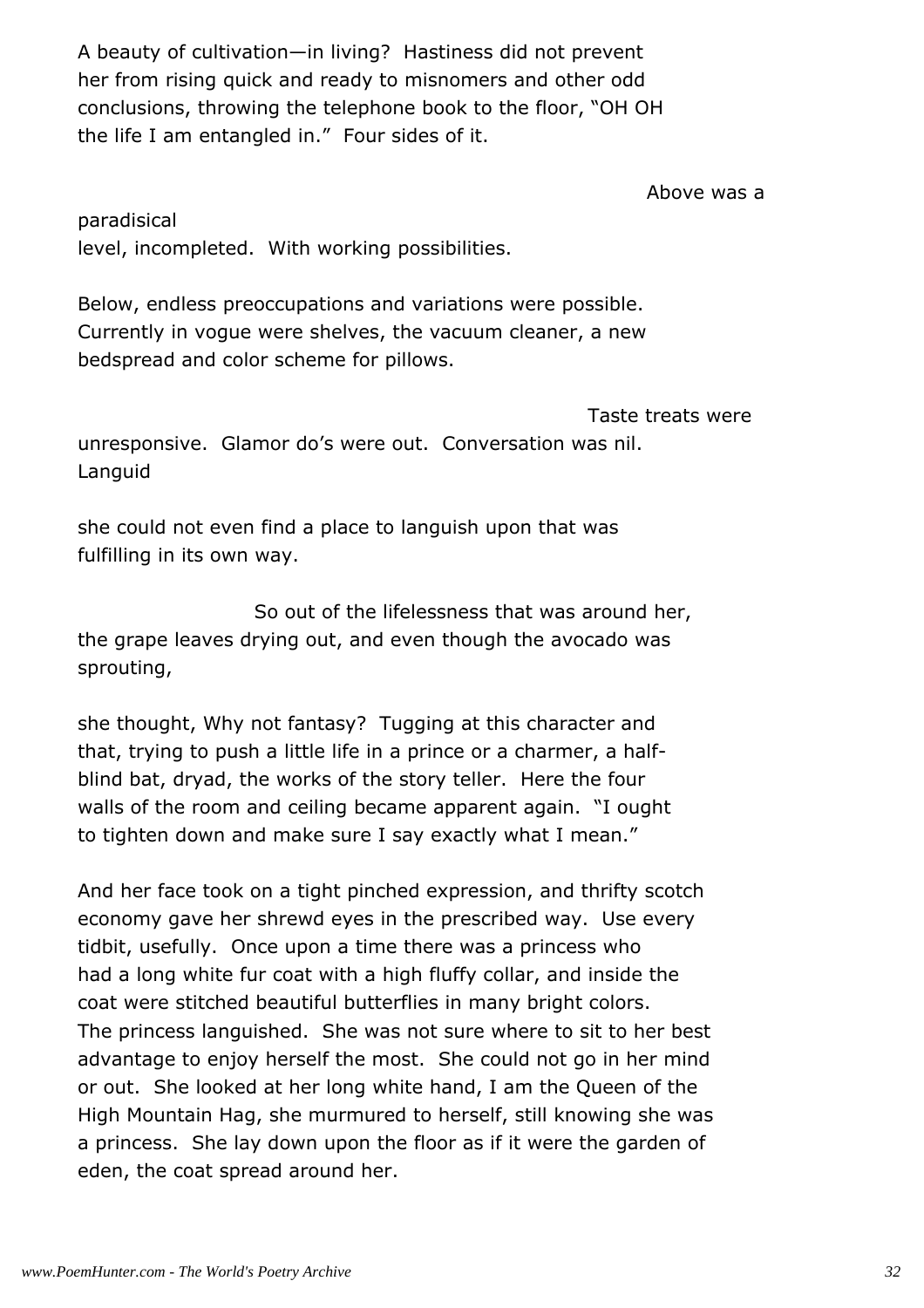A beauty of cultivation—in living? Hastiness did not prevent her from rising quick and ready to misnomers and other odd conclusions, throwing the telephone book to the floor, "OH OH the life I am entangled in." Four sides of it.

Above was a

paradisical
level, incompleted. With working possibilities.

Below, endless preoccupations and variations were possible. Currently in vogue were shelves, the vacuum cleaner, a new bedspread and color scheme for pillows.

Taste treats were

unresponsive. Glamor do's were out. Conversation was nil.
Languid

she could not even find a place to languish upon that was fulfilling in its own way.

So out of the lifelessness that was around her, the grape leaves drying out, and even though the avocado was sprouting,

she thought, Why not fantasy? Tugging at this character and that, trying to push a little life in a prince or a charmer, a half-blind bat, dryad, the works of the story teller. Here the four walls of the room and ceiling became apparent again. "I ought to tighten down and make sure I say exactly what I mean."

And her face took on a tight pinched expression, and thrifty scotch economy gave her shrewd eyes in the prescribed way. Use every tidbit, usefully. Once upon a time there was a princess who had a long white fur coat with a high fluffy collar, and inside the coat were stitched beautiful butterflies in many bright colors. The princess languished. She was not sure where to sit to her best advantage to enjoy herself the most. She could not go in her mind or out. She looked at her long white hand, I am the Queen of the High Mountain Hag, she murmured to herself, still knowing she was a princess. She lay down upon the floor as if it were the garden of eden, the coat spread around her.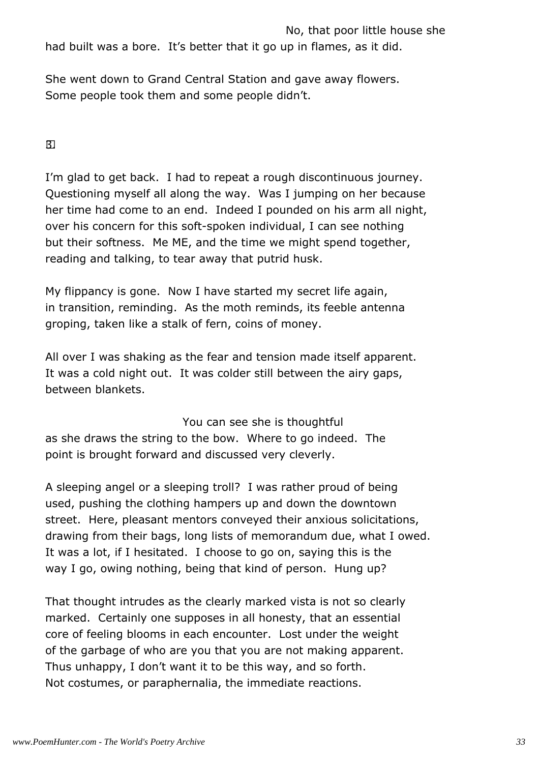No, that poor little house she had built was a bore. It's better that it go up in flames, as it did.

She went down to Grand Central Station and gave away flowers.
Some people took them and some people didn't.

3

I'm glad to get back. I had to repeat a rough discontinuous journey.
Questioning myself all along the way. Was I jumping on her because her time had come to an end. Indeed I pounded on his arm all night, over his concern for this soft-spoken individual, I can see nothing but their softness. Me ME, and the time we might spend together, reading and talking, to tear away that putrid husk.

My flippancy is gone. Now I have started my secret life again, in transition, reminding. As the moth reminds, its feeble antenna groping, taken like a stalk of fern, coins of money.

All over I was shaking as the fear and tension made itself apparent.
It was a cold night out. It was colder still between the airy gaps, between blankets.

You can see she is thoughtful as she draws the string to the bow. Where to go indeed. The point is brought forward and discussed very cleverly.

A sleeping angel or a sleeping troll? I was rather proud of being used, pushing the clothing hampers up and down the downtown street. Here, pleasant mentors conveyed their anxious solicitations, drawing from their bags, long lists of memorandum due, what I owed.
It was a lot, if I hesitated. I choose to go on, saying this is the way I go, owing nothing, being that kind of person. Hung up?

That thought intrudes as the clearly marked vista is not so clearly marked. Certainly one supposes in all honesty, that an essential core of feeling blooms in each encounter. Lost under the weight of the garbage of who are you that you are not making apparent.
Thus unhappy, I don't want it to be this way, and so forth.
Not costumes, or paraphernalia, the immediate reactions.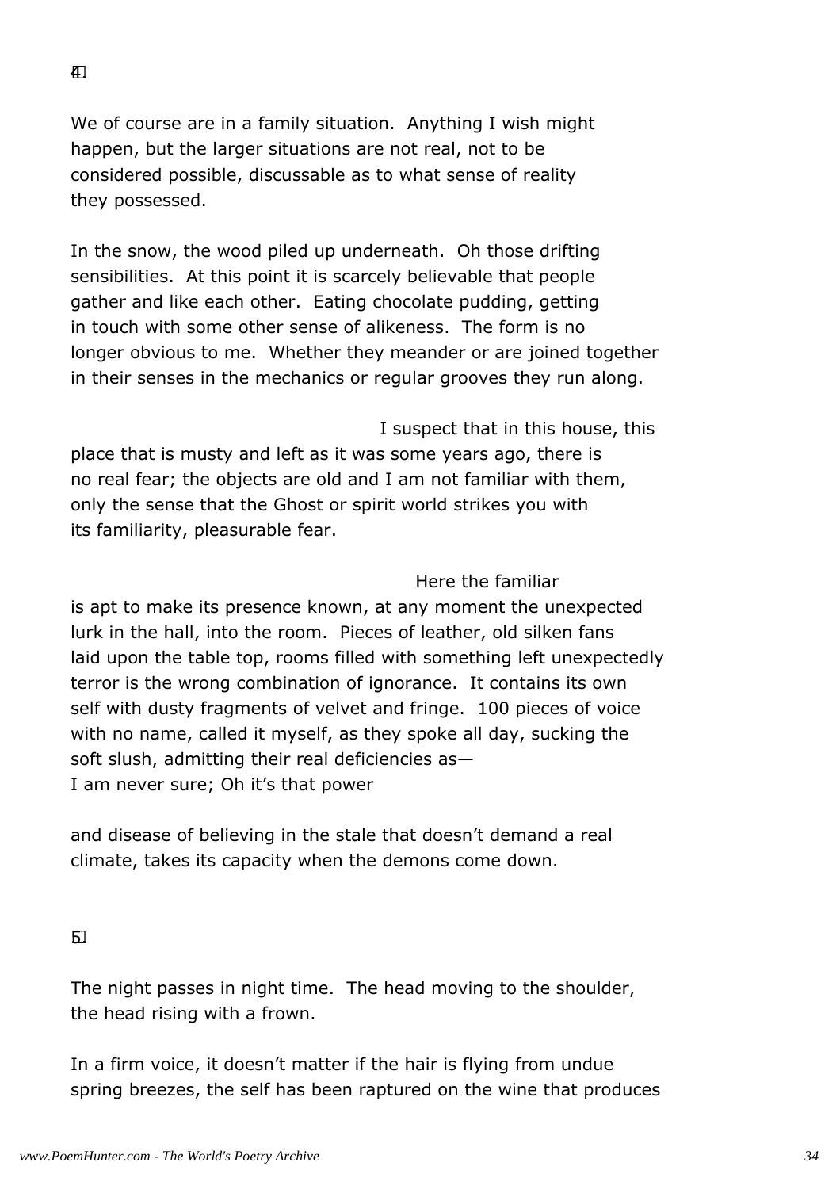4

We of course are in a family situation. Anything I wish might
happen, but the larger situations are not real, not to be
considered possible, discussable as to what sense of reality
they possessed.

In the snow, the wood piled up underneath. Oh those drifting
sensibilities. At this point it is scarcely believable that people
gather and like each other. Eating chocolate pudding, getting
in touch with some other sense of alikeness. The form is no
longer obvious to me. Whether they meander or are joined together
in their senses in the mechanics or regular grooves they run along.

I suspect that in this house, this
place that is musty and left as it was some years ago, there is
no real fear; the objects are old and I am not familiar with them,
only the sense that the Ghost or spirit world strikes you with
its familiarity, pleasurable fear.

Here the familiar
is apt to make its presence known, at any moment the unexpected
lurk in the hall, into the room. Pieces of leather, old silken fans
laid upon the table top, rooms filled with something left unexpectedly
terror is the wrong combination of ignorance. It contains its own
self with dusty fragments of velvet and fringe. 100 pieces of voice
with no name, called it myself, as they spoke all day, sucking the
soft slush, admitting their real deficiencies as—
I am never sure; Oh it's that power

and disease of believing in the stale that doesn't demand a real
climate, takes its capacity when the demons come down.

5

The night passes in night time. The head moving to the shoulder,
the head rising with a frown.

In a firm voice, it doesn't matter if the hair is flying from undue
spring breezes, the self has been raptured on the wine that produces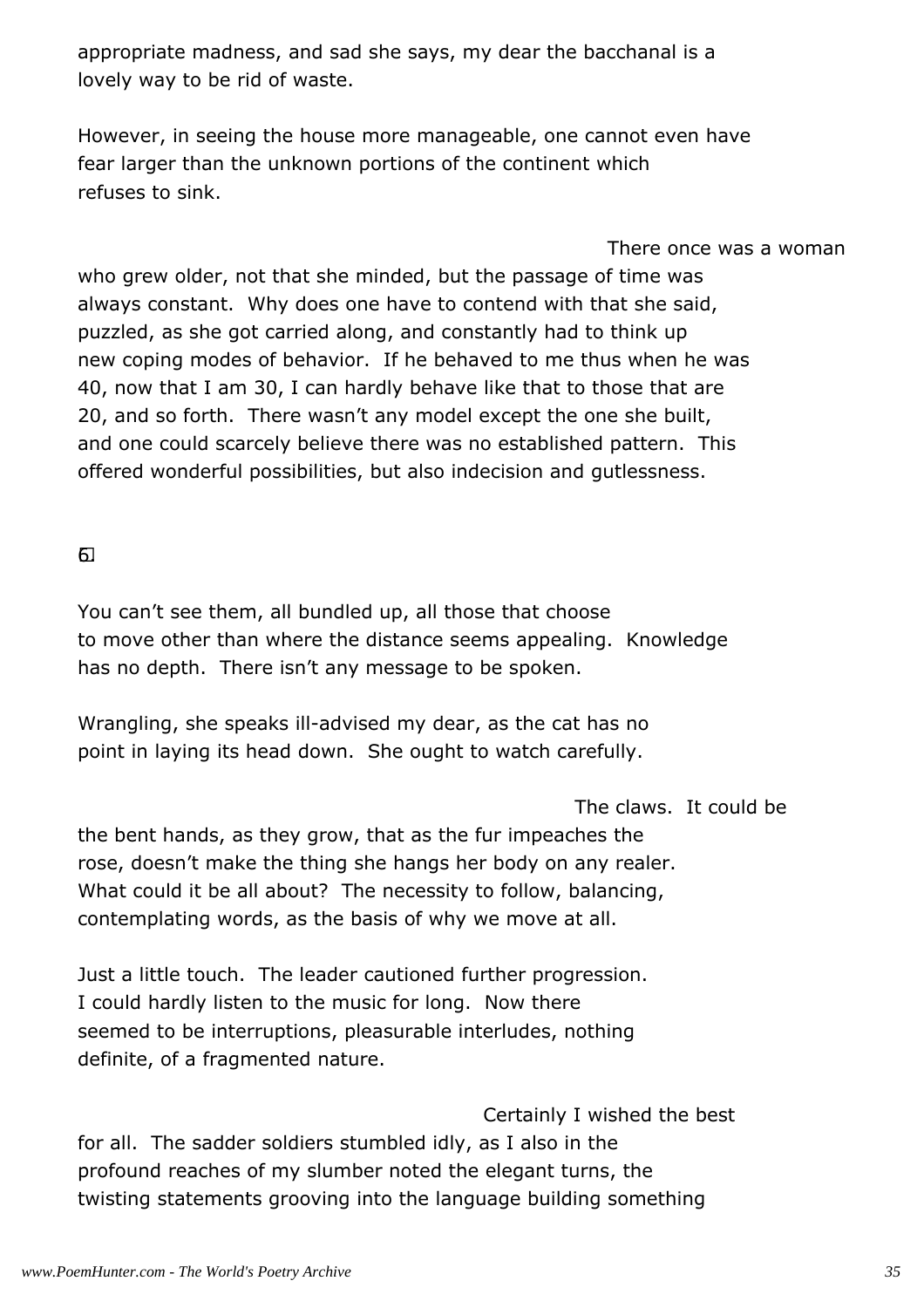appropriate madness, and sad she says, my dear the bacchanal is a
lovely way to be rid of waste.

However, in seeing the house more manageable, one cannot even have
fear larger than the unknown portions of the continent which
refuses to sink.

There once was a woman
who grew older, not that she minded, but the passage of time was
always constant. Why does one have to contend with that she said,
puzzled, as she got carried along, and constantly had to think up
new coping modes of behavior. If he behaved to me thus when he was
40, now that I am 30, I can hardly behave like that to those that are
20, and so forth. There wasn't any model except the one she built,
and one could scarcely believe there was no established pattern. This
offered wonderful possibilities, but also indecision and gutlessness.

6

You can't see them, all bundled up, all those that choose
to move other than where the distance seems appealing. Knowledge
has no depth. There isn't any message to be spoken.

Wrangling, she speaks ill-advised my dear, as the cat has no
point in laying its head down. She ought to watch carefully.

The claws. It could be
the bent hands, as they grow, that as the fur impeaches the
rose, doesn't make the thing she hangs her body on any realer.
What could it be all about? The necessity to follow, balancing,
contemplating words, as the basis of why we move at all.

Just a little touch. The leader cautioned further progression.
I could hardly listen to the music for long. Now there
seemed to be interruptions, pleasurable interludes, nothing
definite, of a fragmented nature.

Certainly I wished the best
for all. The sadder soldiers stumbled idly, as I also in the
profound reaches of my slumber noted the elegant turns, the
twisting statements grooving into the language building something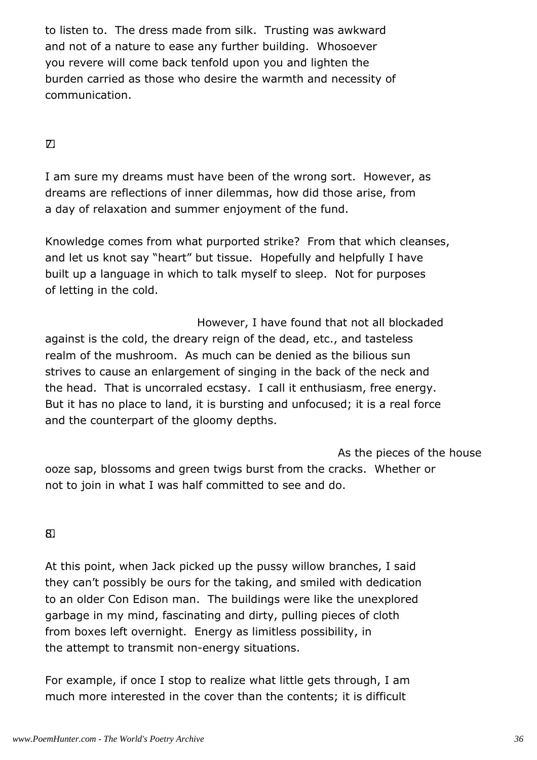to listen to. The dress made from silk. Trusting was awkward and not of a nature to ease any further building. Whosoever you revere will come back tenfold upon you and lighten the burden carried as those who desire the warmth and necessity of communication.

7

I am sure my dreams must have been of the wrong sort. However, as dreams are reflections of inner dilemmas, how did those arise, from a day of relaxation and summer enjoyment of the fund.

Knowledge comes from what purported strike? From that which cleanses, and let us knot say “heart” but tissue. Hopefully and helpfully I have built up a language in which to talk myself to sleep. Not for purposes of letting in the cold.

However, I have found that not all blockaded against is the cold, the dreary reign of the dead, etc., and tasteless realm of the mushroom. As much can be denied as the bilious sun strives to cause an enlargement of singing in the back of the neck and the head. That is uncorraled ecstasy. I call it enthusiasm, free energy. But it has no place to land, it is bursting and unfocused; it is a real force and the counterpart of the gloomy depths.

As the pieces of the house ooze sap, blossoms and green twigs burst from the cracks. Whether or not to join in what I was half committed to see and do.

8

At this point, when Jack picked up the pussy willow branches, I said they can’t possibly be ours for the taking, and smiled with dedication to an older Con Edison man. The buildings were like the unexplored garbage in my mind, fascinating and dirty, pulling pieces of cloth from boxes left overnight. Energy as limitless possibility, in the attempt to transmit non-energy situations.

For example, if once I stop to realize what little gets through, I am much more interested in the cover than the contents; it is difficult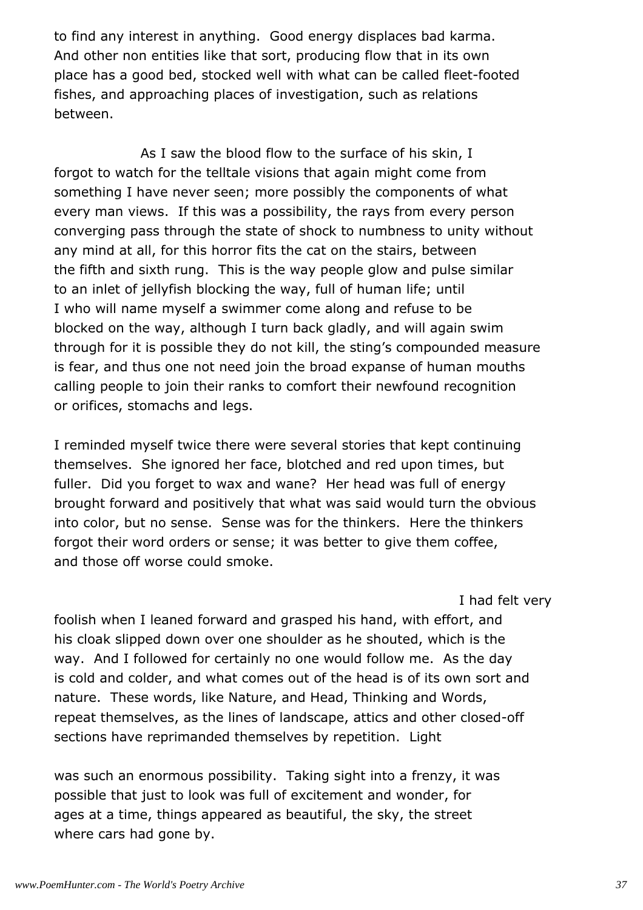to find any interest in anything. Good energy displaces bad karma. And other non entities like that sort, producing flow that in its own place has a good bed, stocked well with what can be called fleet-footed fishes, and approaching places of investigation, such as relations between.

As I saw the blood flow to the surface of his skin, I forgot to watch for the telltale visions that again might come from something I have never seen; more possibly the components of what every man views. If this was a possibility, the rays from every person converging pass through the state of shock to numbness to unity without any mind at all, for this horror fits the cat on the stairs, between the fifth and sixth rung. This is the way people glow and pulse similar to an inlet of jellyfish blocking the way, full of human life; until I who will name myself a swimmer come along and refuse to be blocked on the way, although I turn back gladly, and will again swim through for it is possible they do not kill, the sting's compounded measure is fear, and thus one not need join the broad expanse of human mouths calling people to join their ranks to comfort their newfound recognition or orifices, stomachs and legs.

I reminded myself twice there were several stories that kept continuing themselves. She ignored her face, blotched and red upon times, but fuller. Did you forget to wax and wane? Her head was full of energy brought forward and positively that what was said would turn the obvious into color, but no sense. Sense was for the thinkers. Here the thinkers forgot their word orders or sense; it was better to give them coffee, and those off worse could smoke.

I had felt very foolish when I leaned forward and grasped his hand, with effort, and his cloak slipped down over one shoulder as he shouted, which is the way. And I followed for certainly no one would follow me. As the day is cold and colder, and what comes out of the head is of its own sort and nature. These words, like Nature, and Head, Thinking and Words, repeat themselves, as the lines of landscape, attics and other closed-off sections have reprimanded themselves by repetition. Light

was such an enormous possibility. Taking sight into a frenzy, it was possible that just to look was full of excitement and wonder, for ages at a time, things appeared as beautiful, the sky, the street where cars had gone by.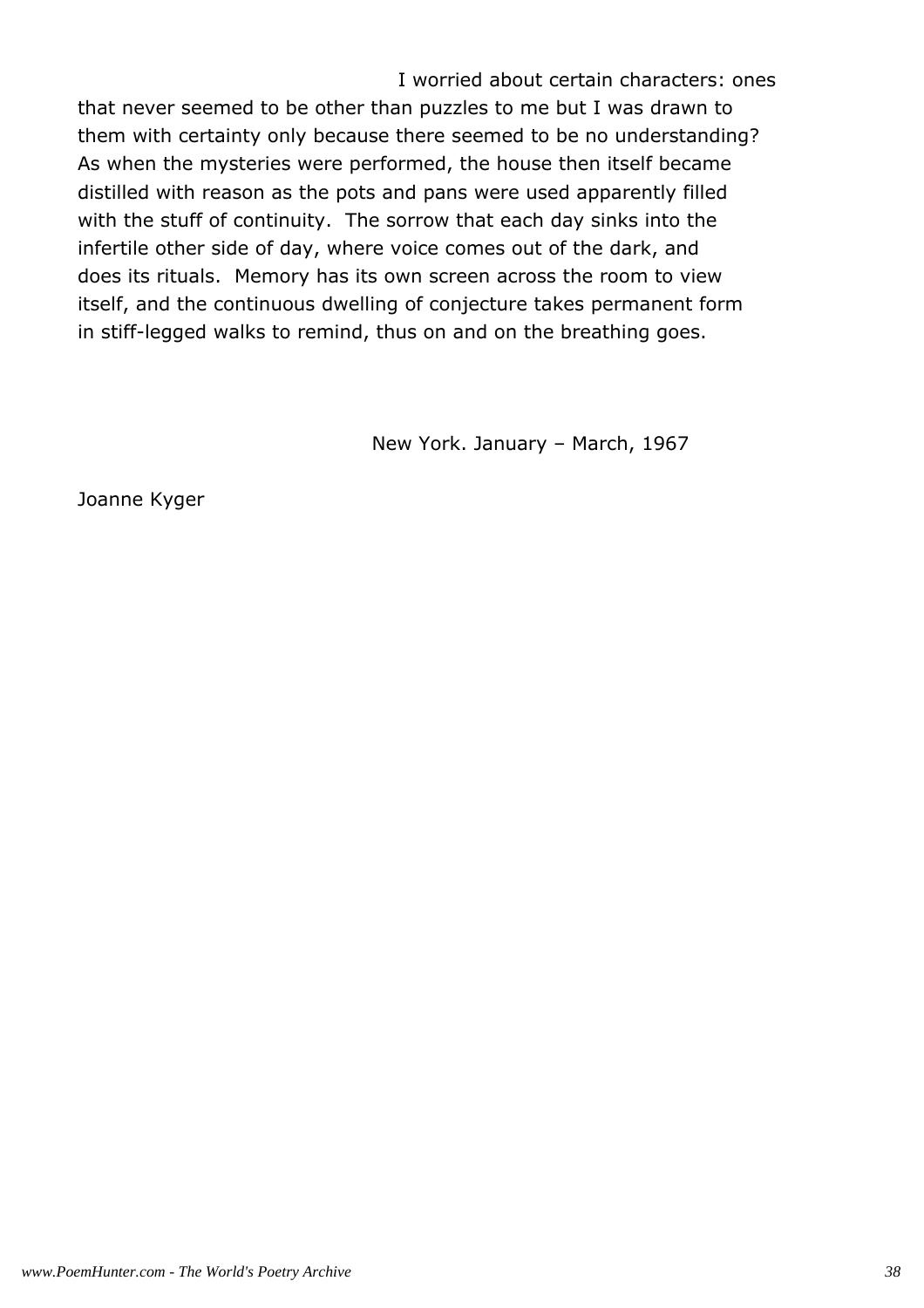I worried about certain characters: ones that never seemed to be other than puzzles to me but I was drawn to them with certainty only because there seemed to be no understanding? As when the mysteries were performed, the house then itself became distilled with reason as the pots and pans were used apparently filled with the stuff of continuity. The sorrow that each day sinks into the infertile other side of day, where voice comes out of the dark, and does its rituals. Memory has its own screen across the room to view itself, and the continuous dwelling of conjecture takes permanent form in stiff-legged walks to remind, thus on and on the breathing goes.

New York. January – March, 1967

Joanne Kyger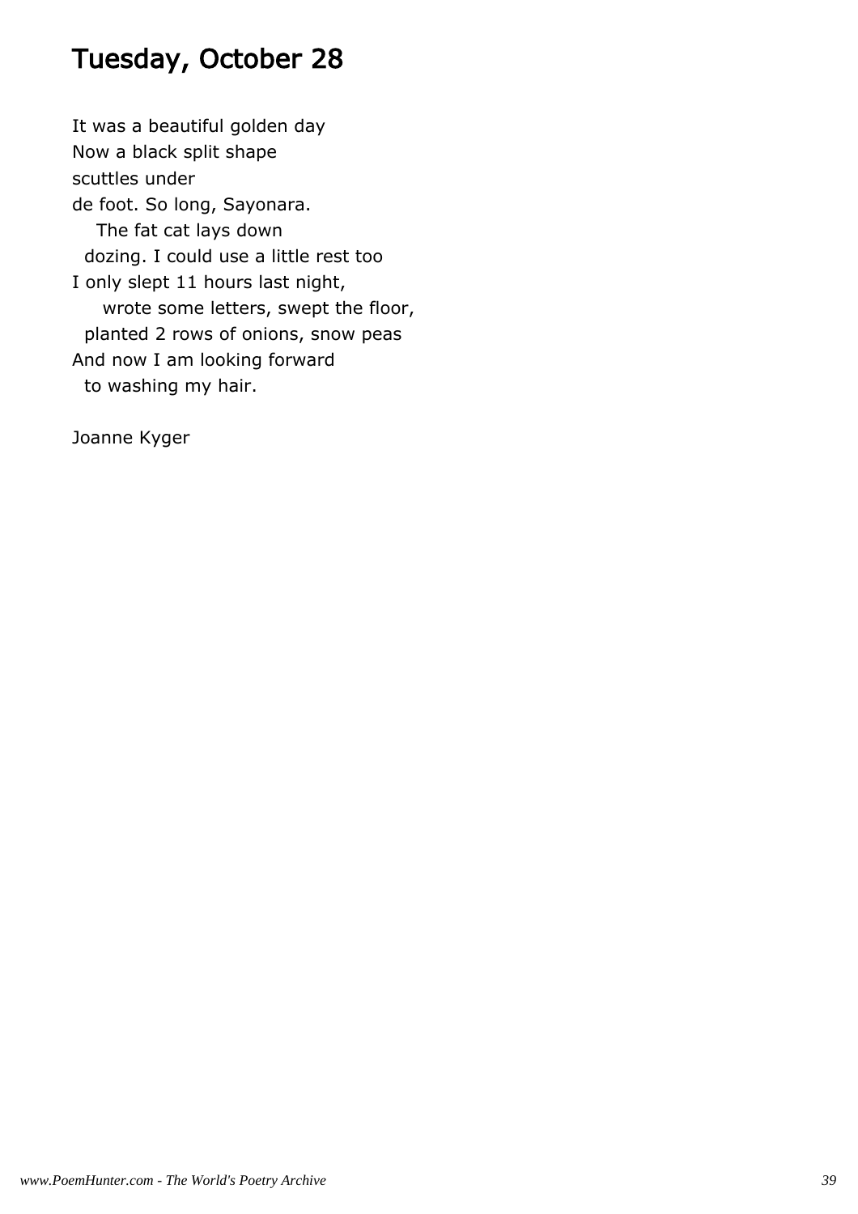# Tuesday, October 28

It was a beautiful golden day  
Now a black split shape  
scuttles under  
de foot. So long, Sayonara.  
&nbsp;&nbsp;&nbsp;&nbsp;The fat cat lays down  
&nbsp;&nbsp;dozing. I could use a little rest too  
I only slept 11 hours last night,  
&nbsp;&nbsp;&nbsp;&nbsp;&nbsp;wrote some letters, swept the floor,  
&nbsp;&nbsp;planted 2 rows of onions, snow peas  
And now I am looking forward  
&nbsp;&nbsp;to washing my hair.

Joanne Kyger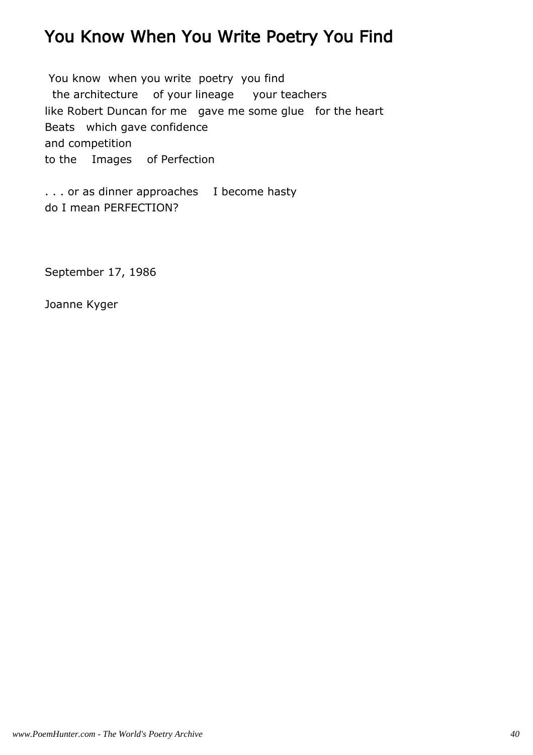# You Know When You Write Poetry You Find

You know  when you write  poetry  you find  
  the architecture    of your lineage     your teachers  
like Robert Duncan for me   gave me some glue   for the heart  
Beats   which gave confidence  
and competition  
to the    Images    of Perfection

. . . or as dinner approaches    I become hasty  
do I mean PERFECTION?

September 17, 1986

Joanne Kyger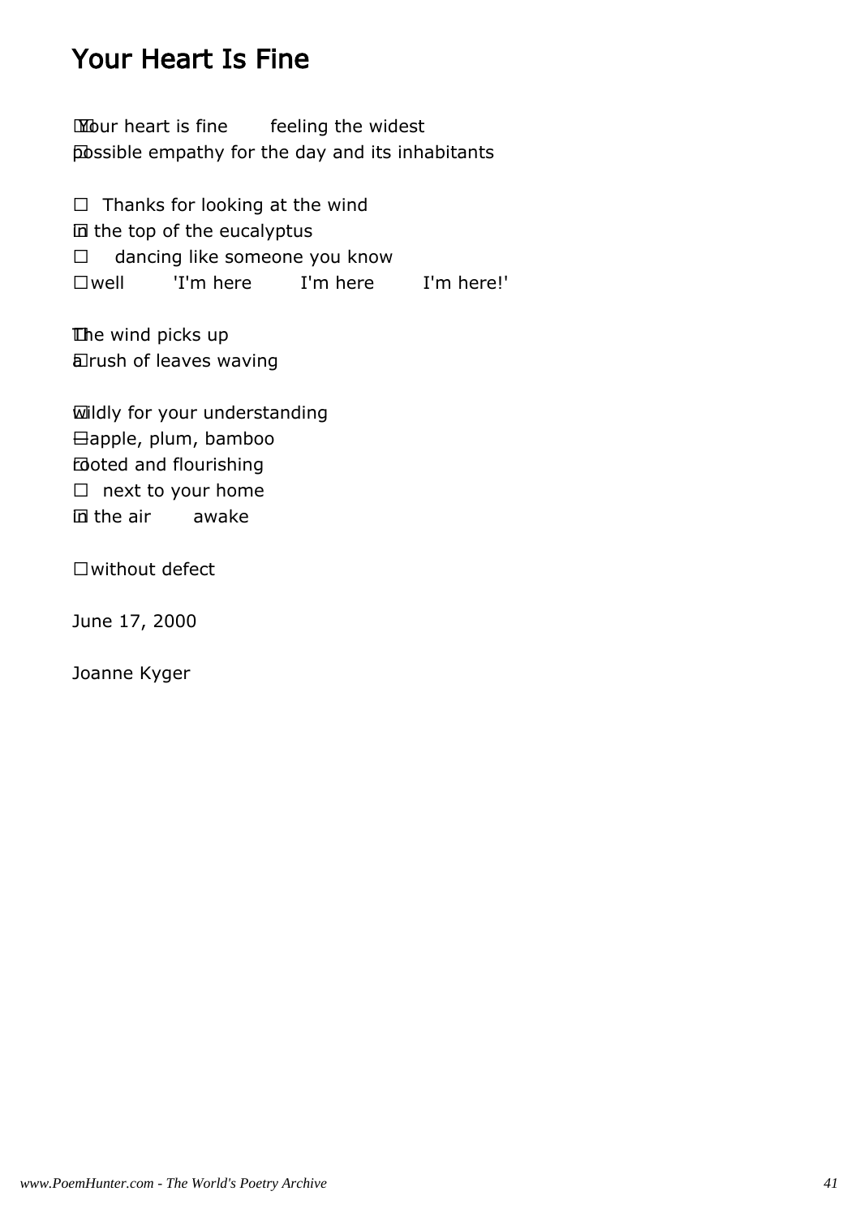# Your Heart Is Fine

Your heart is fine     feeling the widest
possible empathy for the day and its inhabitants

  Thanks for looking at the wind
in the top of the eucalyptus
    dancing like someone you know
well     'I'm here     I'm here     I'm here!'

The wind picks up
a rush of leaves waving

wildly for your understanding
— apple, plum, bamboo
rooted and flourishing
  next to your home
in the air     awake

without defect

June 17, 2000

Joanne Kyger